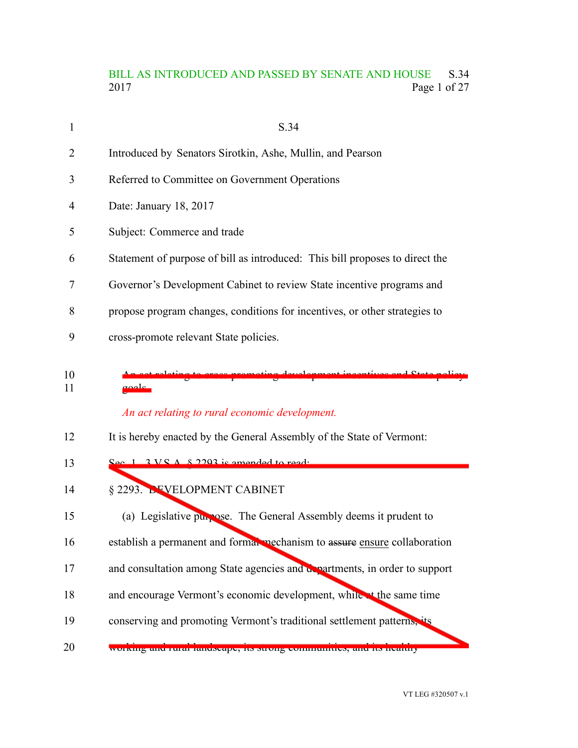S.34

Introduced by Senators Sirotkin, Ashe, Mullin, and Pearson

Referred to Committee on Government Operations

Date: January 18, 2017

Subject: Commerce and trade

Statement of purpose of bill as introduced: This bill proposes to direct the Governor's Development Cabinet to review State incentive programs and propose program changes, conditions for incentives, or other strategies to cross-promote relevant State policies.

~~An act relating to cross-promoting development incentives and State policy goals.~~

*An act relating to rural economic development.*

It is hereby enacted by the General Assembly of the State of Vermont:

~~Sec. 1. 3 V.S.A. § 2293 is amended to read:~~

~~§ 2293. DEVELOPMENT CABINET~~

~~(a) Legislative purpose. The General Assembly deems it prudent to establish a permanent and formal mechanism to ~~assure~~ ensure collaboration and consultation among State agencies and departments, in order to support and encourage Vermont's economic development, while at the same time conserving and promoting Vermont's traditional settlement patterns, its working and rural landscape, its strong communities, and its healthy~~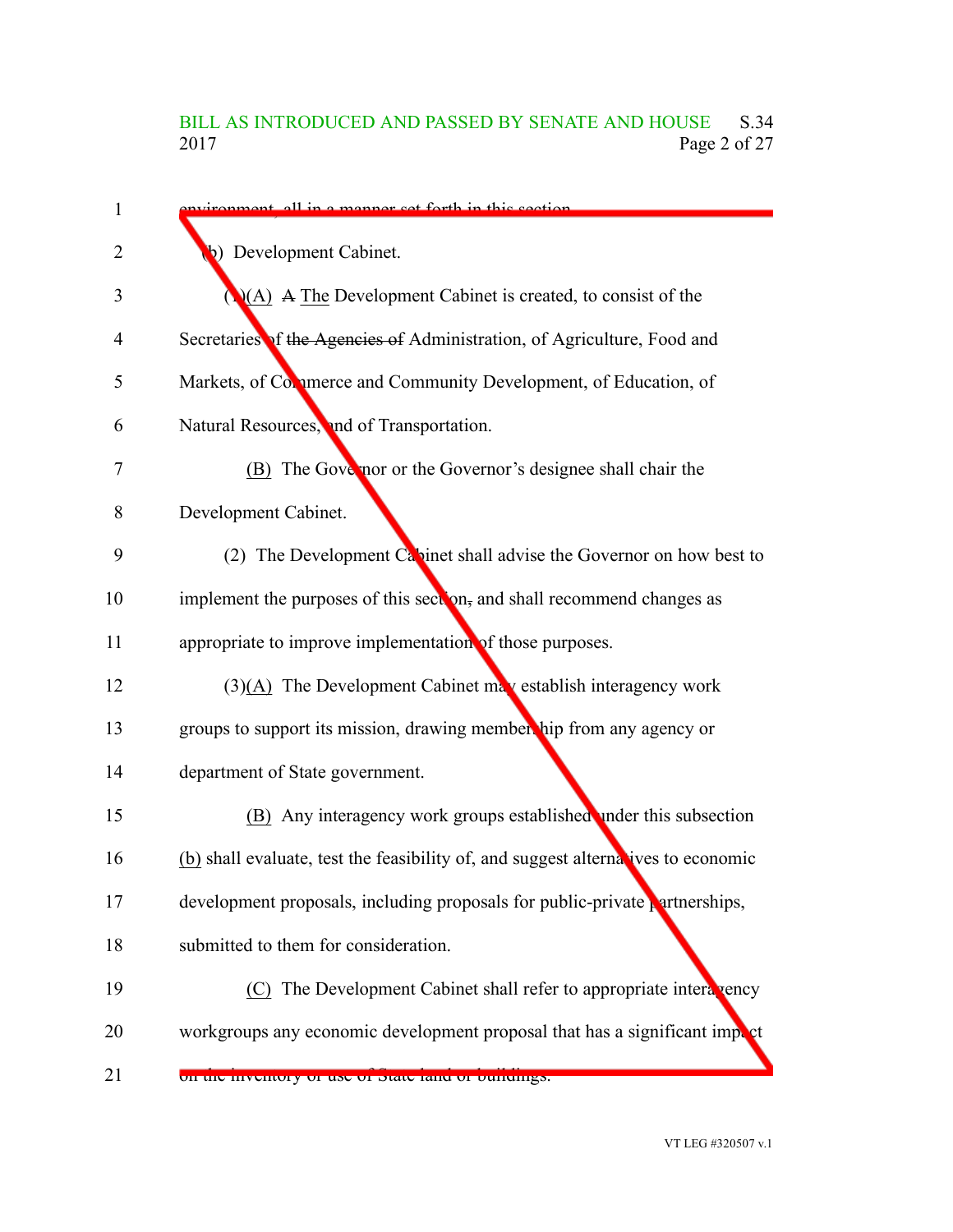environment, all in a manner set forth in this section.

(b) Development Cabinet.

(1)(A) ~~A~~ The Development Cabinet is created, to consist of the Secretaries of ~~the Agencies of~~ Administration, of Agriculture, Food and Markets, of Commerce and Community Development, of Education, of Natural Resources, and of Transportation.

(B) The Governor or the Governor's designee shall chair the Development Cabinet.

(2) The Development Cabinet shall advise the Governor on how best to implement the purposes of this section~~,~~ and shall recommend changes as appropriate to improve implementation of those purposes.

(3)(A) The Development Cabinet may establish interagency work groups to support its mission, drawing membership from any agency or department of State government.

(B) Any interagency work groups established under this subsection (b) shall evaluate, test the feasibility of, and suggest alternatives to economic development proposals, including proposals for public-private partnerships, submitted to them for consideration.

(C) The Development Cabinet shall refer to appropriate interagency workgroups any economic development proposal that has a significant impact on the inventory or use of State land or buildings.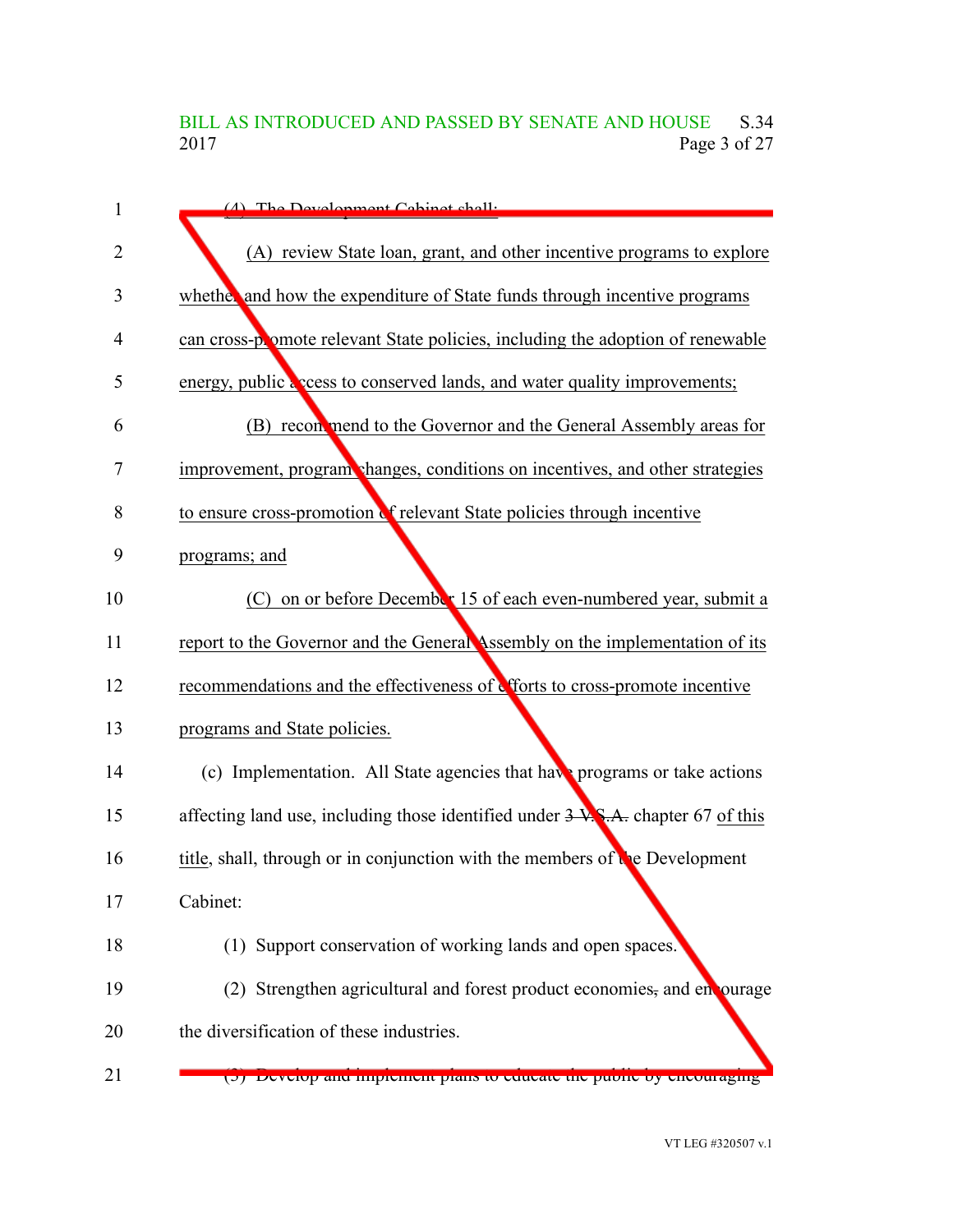(4) The Development Cabinet shall:

(A) review State loan, grant, and other incentive programs to explore whether and how the expenditure of State funds through incentive programs can cross-promote relevant State policies, including the adoption of renewable energy, public access to conserved lands, and water quality improvements;

(B) recommend to the Governor and the General Assembly areas for improvement, program changes, conditions on incentives, and other strategies to ensure cross-promotion of relevant State policies through incentive programs; and

(C) on or before December 15 of each even-numbered year, submit a report to the Governor and the General Assembly on the implementation of its recommendations and the effectiveness of efforts to cross-promote incentive programs and State policies.

(c) Implementation. All State agencies that have programs or take actions affecting land use, including those identified under ~~3 V.S.A.~~ chapter 67 of this title, shall, through or in conjunction with the members of the Development Cabinet:

(1) Support conservation of working lands and open spaces.

(2) Strengthen agricultural and forest product economies~~,~~ and encourage the diversification of these industries.

(3) Develop and implement plans to educate the public by encouraging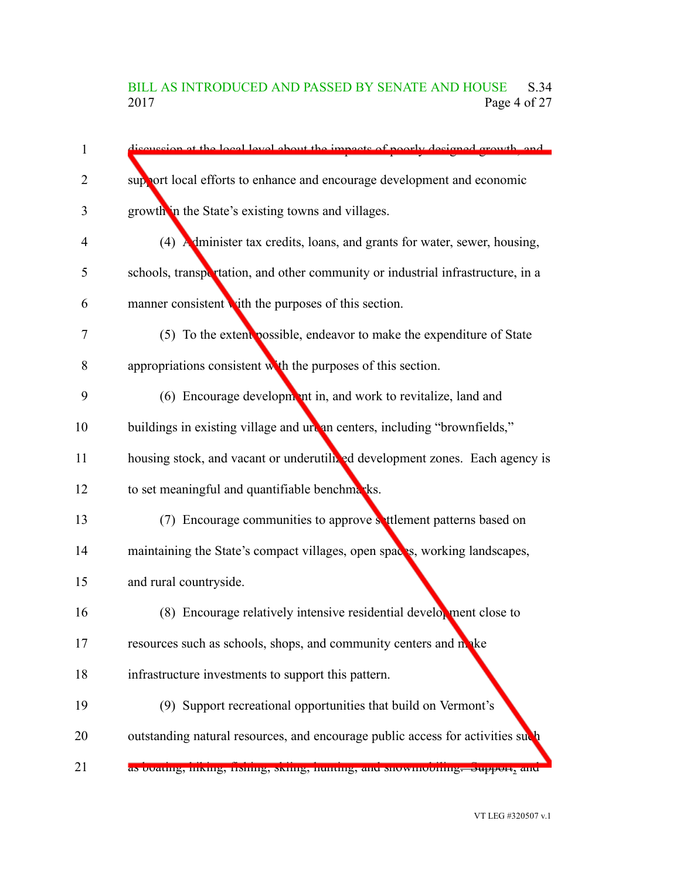discussion at the local level about the impacts of poorly designed growth, and support local efforts to enhance and encourage development and economic growth in the State's existing towns and villages.

(4) Administer tax credits, loans, and grants for water, sewer, housing, schools, transportation, and other community or industrial infrastructure, in a manner consistent with the purposes of this section.

(5) To the extent possible, endeavor to make the expenditure of State appropriations consistent with the purposes of this section.

(6) Encourage development in, and work to revitalize, land and buildings in existing village and urban centers, including "brownfields," housing stock, and vacant or underutilized development zones. Each agency is to set meaningful and quantifiable benchmarks.

(7) Encourage communities to approve settlement patterns based on maintaining the State's compact villages, open spaces, working landscapes, and rural countryside.

(8) Encourage relatively intensive residential development close to resources such as schools, shops, and community centers and make infrastructure investments to support this pattern.

(9) Support recreational opportunities that build on Vermont's outstanding natural resources, and encourage public access for activities such as boating, hiking, fishing, skiing, hunting, and snowmobiling. Support, and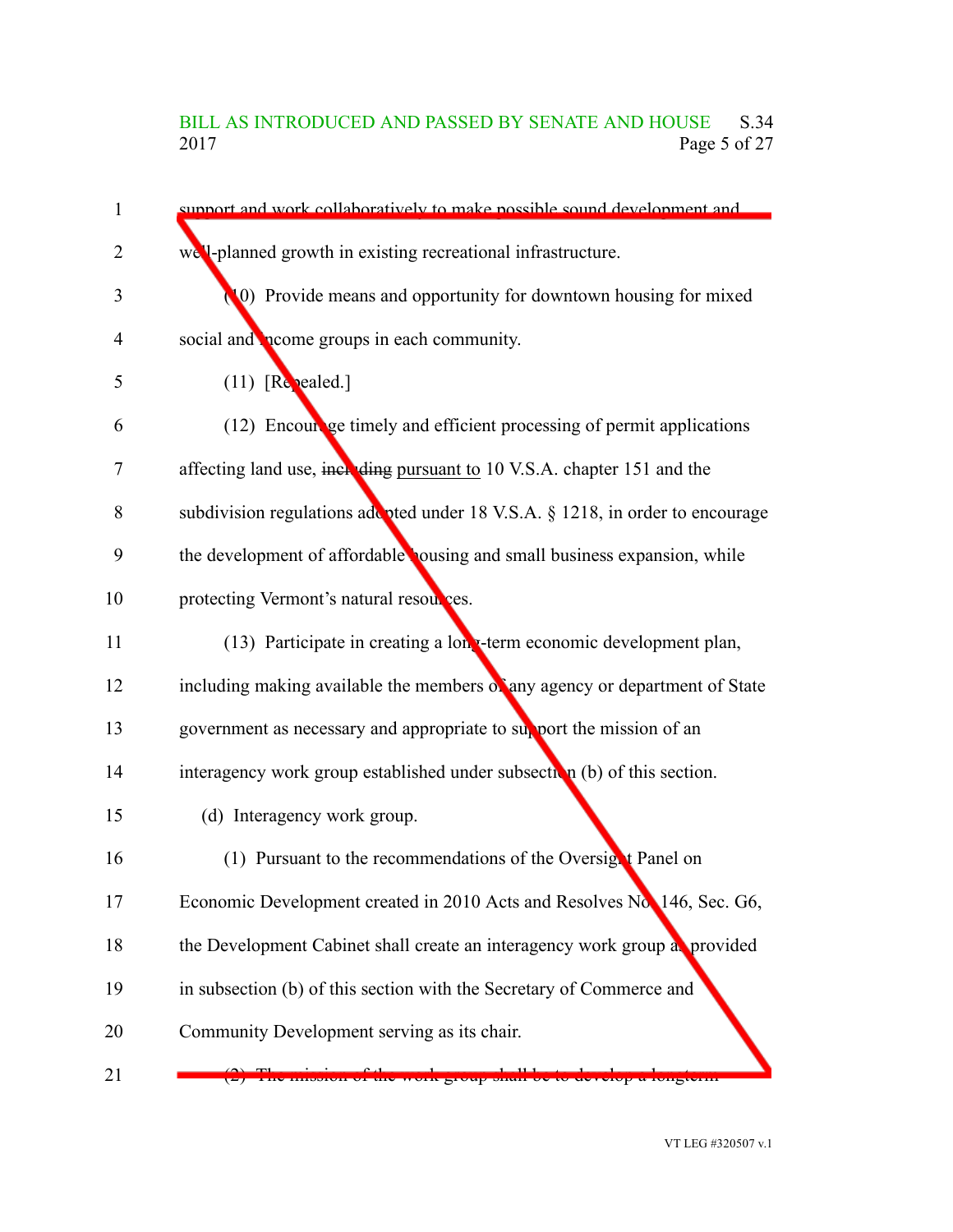support and work collaboratively to make possible sound development and well-planned growth in existing recreational infrastructure.

(10) Provide means and opportunity for downtown housing for mixed social and income groups in each community.

(11) [Repealed.]

(12) Encourage timely and efficient processing of permit applications affecting land use, ~~including~~ pursuant to 10 V.S.A. chapter 151 and the subdivision regulations adopted under 18 V.S.A. § 1218, in order to encourage the development of affordable housing and small business expansion, while protecting Vermont's natural resources.

(13) Participate in creating a long-term economic development plan, including making available the members of any agency or department of State government as necessary and appropriate to support the mission of an interagency work group established under subsection (b) of this section.

(d) Interagency work group.

(1) Pursuant to the recommendations of the Oversight Panel on Economic Development created in 2010 Acts and Resolves No. 146, Sec. G6, the Development Cabinet shall create an interagency work group as provided in subsection (b) of this section with the Secretary of Commerce and Community Development serving as its chair.

(2) The mission of the work group shall be to develop a longterm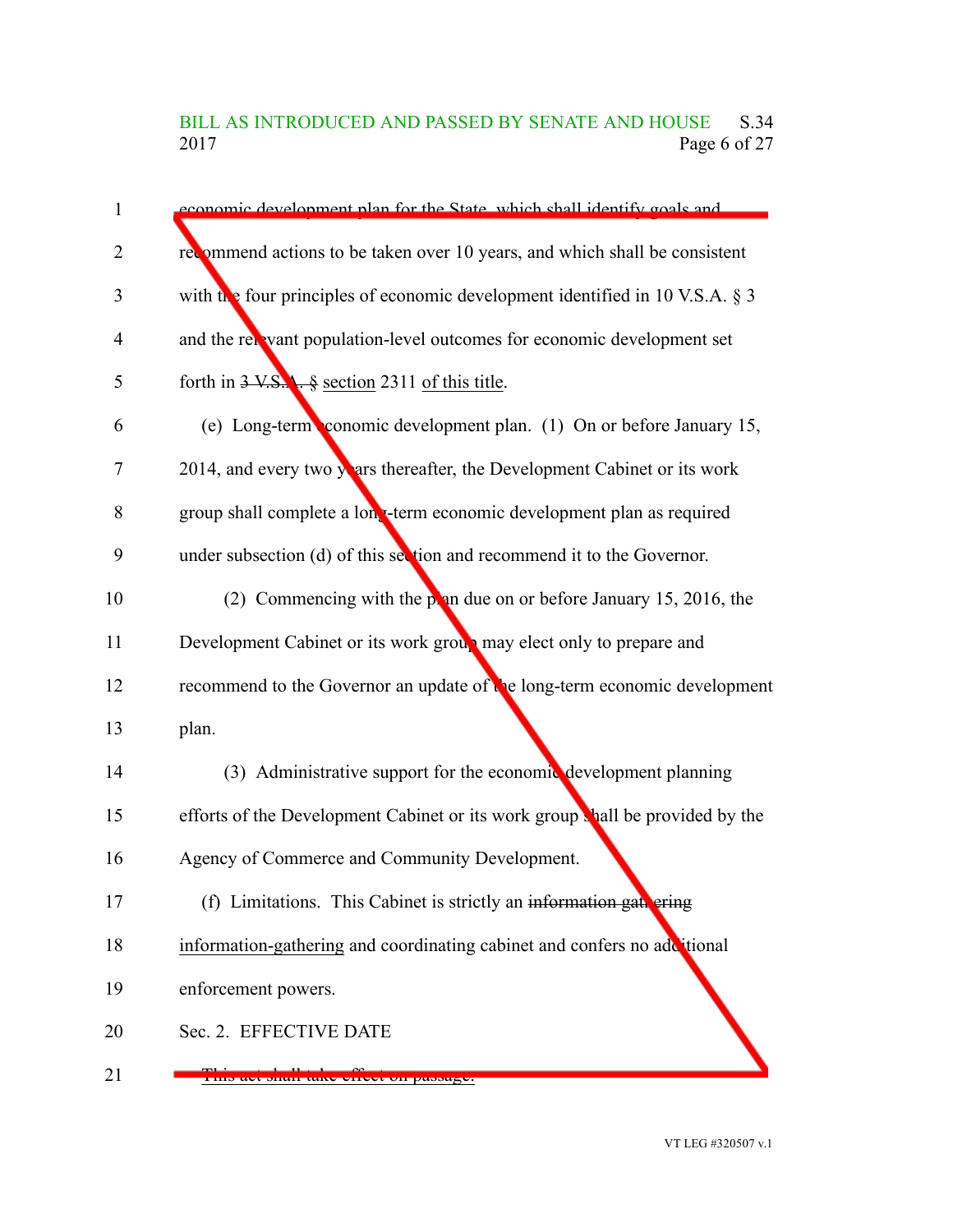economic development plan for the State, which shall identify goals and recommend actions to be taken over 10 years, and which shall be consistent with the four principles of economic development identified in 10 V.S.A. § 3 and the relevant population-level outcomes for economic development set forth in ~~3 V.S.A. §~~ section 2311 of this title.

(e) Long-term economic development plan. (1) On or before January 15, 2014, and every two years thereafter, the Development Cabinet or its work group shall complete a long-term economic development plan as required under subsection (d) of this section and recommend it to the Governor.

(2) Commencing with the plan due on or before January 15, 2016, the Development Cabinet or its work group may elect only to prepare and recommend to the Governor an update of the long-term economic development plan.

(3) Administrative support for the economic development planning efforts of the Development Cabinet or its work group shall be provided by the Agency of Commerce and Community Development.

(f) Limitations. This Cabinet is strictly an ~~information gathering~~ information-gathering and coordinating cabinet and confers no additional enforcement powers.

Sec. 2. EFFECTIVE DATE

~~This act shall take effect on passage.~~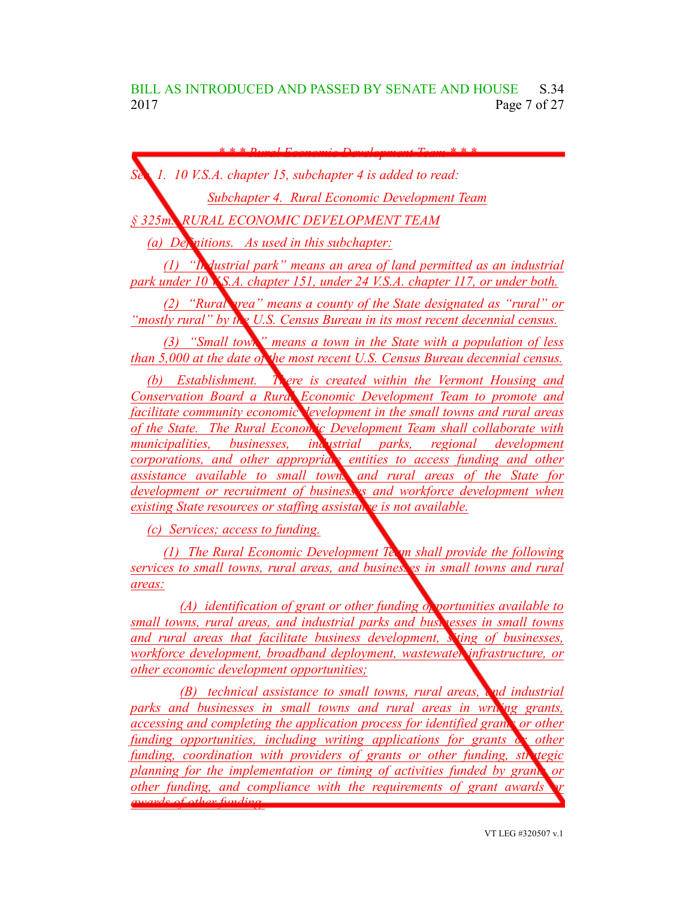*\* \* \* Rural Economic Development Team \* \* \**

*Sec. 1. 10 V.S.A. chapter 15, subchapter 4 is added to read:*

*Subchapter 4. Rural Economic Development Team*

*§ 325m. RURAL ECONOMIC DEVELOPMENT TEAM*

*(a) Definitions. As used in this subchapter:*

*(1) "Industrial park" means an area of land permitted as an industrial park under 10 V.S.A. chapter 151, under 24 V.S.A. chapter 117, or under both.*

*(2) "Rural area" means a county of the State designated as "rural" or "mostly rural" by the U.S. Census Bureau in its most recent decennial census.*

*(3) "Small town" means a town in the State with a population of less than 5,000 at the date of the most recent U.S. Census Bureau decennial census.*

*(b) Establishment. There is created within the Vermont Housing and Conservation Board a Rural Economic Development Team to promote and facilitate community economic development in the small towns and rural areas of the State. The Rural Economic Development Team shall collaborate with municipalities, businesses, industrial parks, regional development corporations, and other appropriate entities to access funding and other assistance available to small towns and rural areas of the State for development or recruitment of businesses and workforce development when existing State resources or staffing assistance is not available.*

*(c) Services; access to funding.*

*(1) The Rural Economic Development Team shall provide the following services to small towns, rural areas, and businesses in small towns and rural areas:*

*(A) identification of grant or other funding opportunities available to small towns, rural areas, and industrial parks and businesses in small towns and rural areas that facilitate business development, siting of businesses, workforce development, broadband deployment, wastewater infrastructure, or other economic development opportunities;*

*(B) technical assistance to small towns, rural areas, and industrial parks and businesses in small towns and rural areas in writing grants, accessing and completing the application process for identified grants or other funding opportunities, including writing applications for grants or other funding, coordination with providers of grants or other funding, strategic planning for the implementation or timing of activities funded by grants or other funding, and compliance with the requirements of grant awards or awards of other funding.*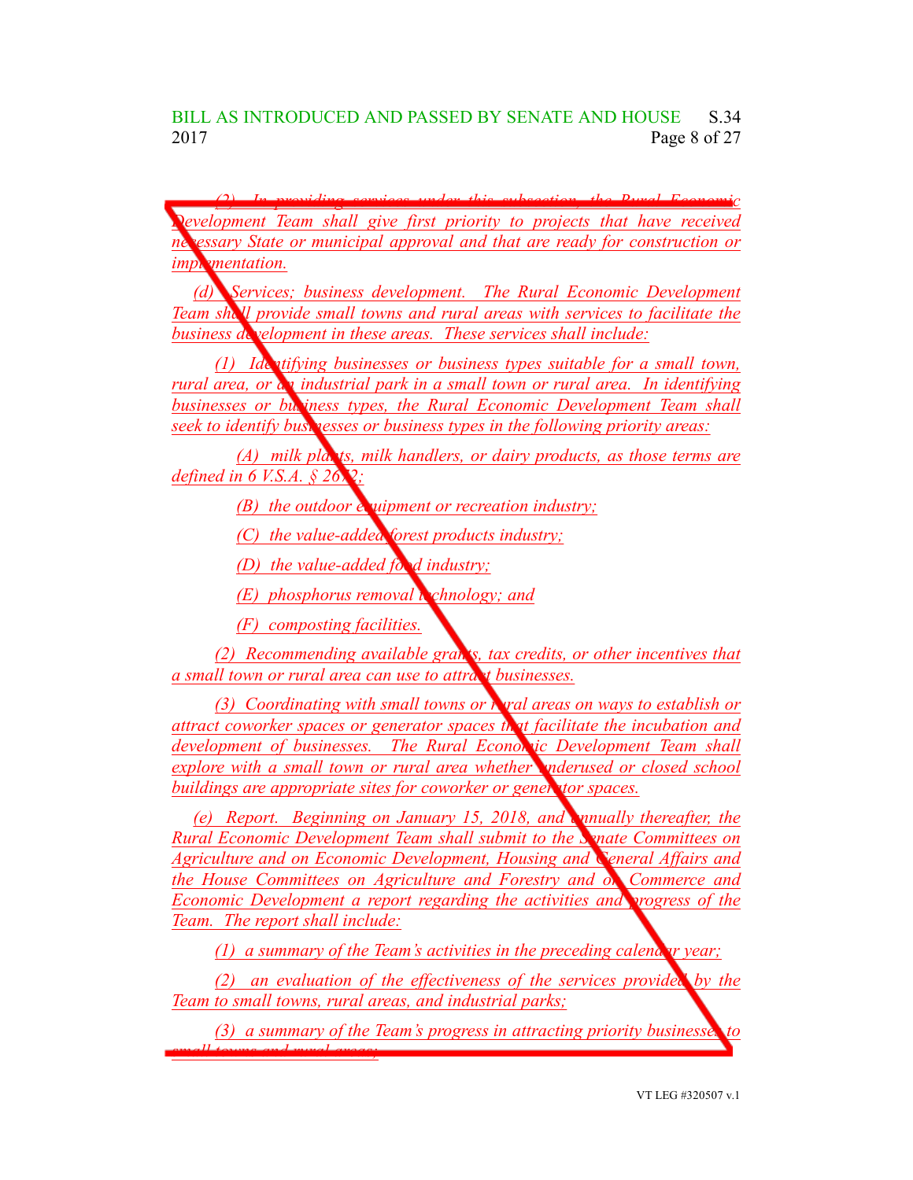*(2) In providing services under this subsection, the Rural Economic Development Team shall give first priority to projects that have received necessary State or municipal approval and that are ready for construction or implementation.*

*(d) Services; business development. The Rural Economic Development Team shall provide small towns and rural areas with services to facilitate the business development in these areas. These services shall include:*

*(1) Identifying businesses or business types suitable for a small town, rural area, or an industrial park in a small town or rural area. In identifying businesses or business types, the Rural Economic Development Team shall seek to identify businesses or business types in the following priority areas:*

*(A) milk plants, milk handlers, or dairy products, as those terms are defined in 6 V.S.A. § 2672;*

*(B) the outdoor equipment or recreation industry;*

*(C) the value-added forest products industry;*

*(D) the value-added food industry;*

*(E) phosphorus removal technology; and*

*(F) composting facilities.*

*(2) Recommending available grants, tax credits, or other incentives that a small town or rural area can use to attract businesses.*

*(3) Coordinating with small towns or rural areas on ways to establish or attract coworker spaces or generator spaces that facilitate the incubation and development of businesses. The Rural Economic Development Team shall explore with a small town or rural area whether underused or closed school buildings are appropriate sites for coworker or generator spaces.*

*(e) Report. Beginning on January 15, 2018, and annually thereafter, the Rural Economic Development Team shall submit to the Senate Committees on Agriculture and on Economic Development, Housing and General Affairs and the House Committees on Agriculture and Forestry and on Commerce and Economic Development a report regarding the activities and progress of the Team. The report shall include:*

*(1) a summary of the Team's activities in the preceding calendar year;*

*(2) an evaluation of the effectiveness of the services provided by the Team to small towns, rural areas, and industrial parks;*

*(3) a summary of the Team's progress in attracting priority businesses to small towns and rural areas;*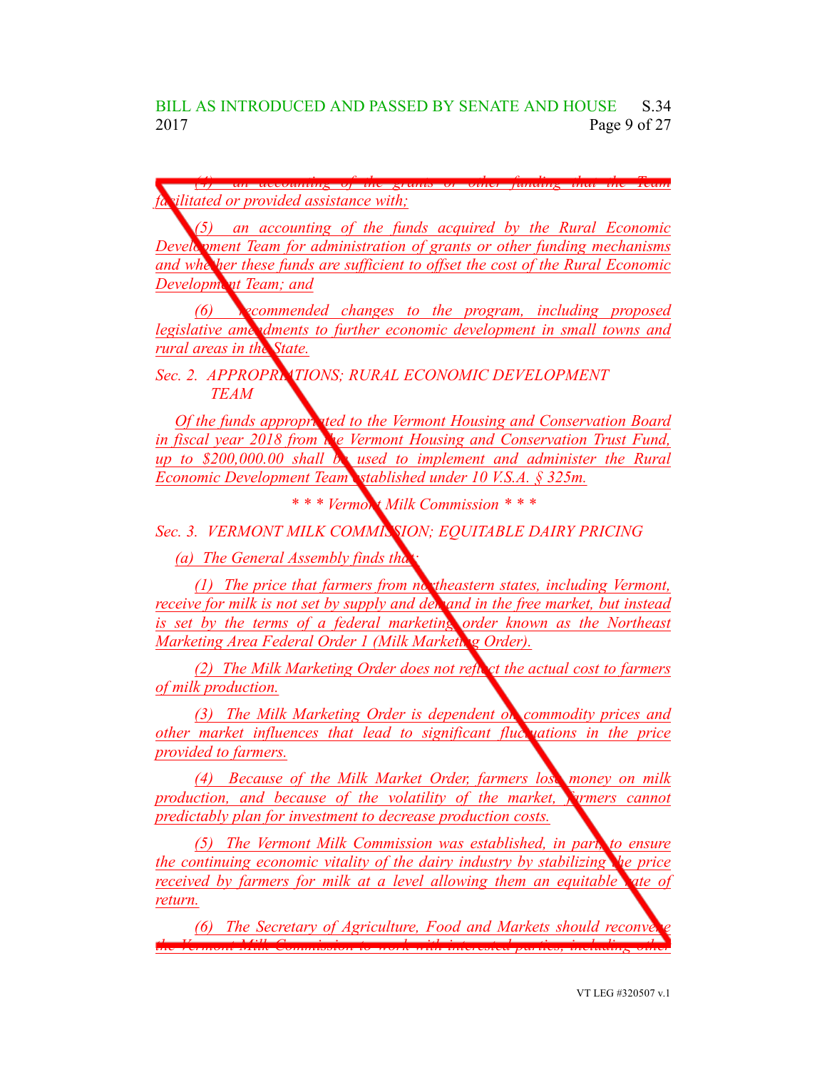(4) an accounting of the grants or other funding that the Team facilitated or provided assistance with;

(5) an accounting of the funds acquired by the Rural Economic Development Team for administration of grants or other funding mechanisms and whether these funds are sufficient to offset the cost of the Rural Economic Development Team; and

(6) recommended changes to the program, including proposed legislative amendments to further economic development in small towns and rural areas in the State.

Sec. 2. APPROPRIATIONS; RURAL ECONOMIC DEVELOPMENT TEAM

Of the funds appropriated to the Vermont Housing and Conservation Board in fiscal year 2018 from the Vermont Housing and Conservation Trust Fund, up to $200,000.00 shall be used to implement and administer the Rural Economic Development Team established under 10 V.S.A. § 325m.

\* \* \* Vermont Milk Commission \* \* \*

Sec. 3. VERMONT MILK COMMISSION; EQUITABLE DAIRY PRICING

(a) The General Assembly finds that:

(1) The price that farmers from northeastern states, including Vermont, receive for milk is not set by supply and demand in the free market, but instead is set by the terms of a federal marketing order known as the Northeast Marketing Area Federal Order 1 (Milk Marketing Order).

(2) The Milk Marketing Order does not reflect the actual cost to farmers of milk production.

(3) The Milk Marketing Order is dependent on commodity prices and other market influences that lead to significant fluctuations in the price provided to farmers.

(4) Because of the Milk Market Order, farmers lose money on milk production, and because of the volatility of the market, farmers cannot predictably plan for investment to decrease production costs.

(5) The Vermont Milk Commission was established, in part, to ensure the continuing economic vitality of the dairy industry by stabilizing the price received by farmers for milk at a level allowing them an equitable rate of return.

(6) The Secretary of Agriculture, Food and Markets should reconvene the Vermont Milk Commission to work with interested parties, including other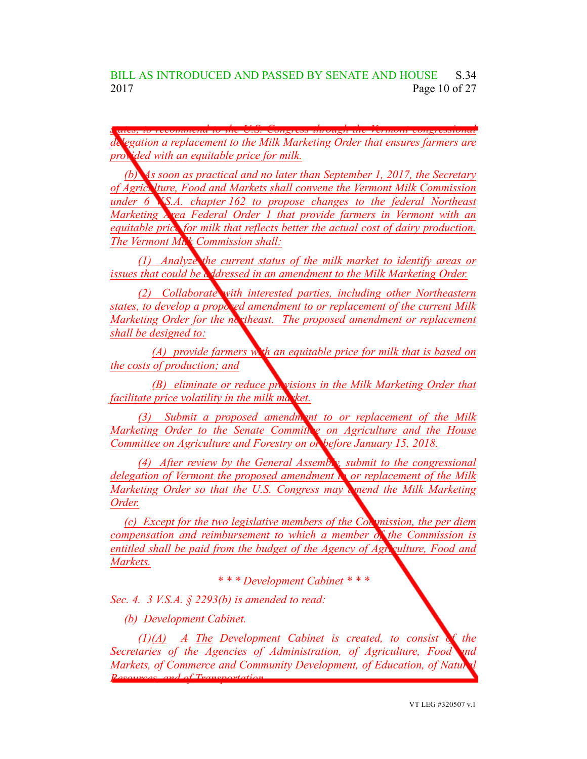states, to recommend to the U.S. Congress through the Vermont congressional delegation a replacement to the Milk Marketing Order that ensures farmers are provided with an equitable price for milk.

(b) As soon as practical and no later than September 1, 2017, the Secretary of Agriculture, Food and Markets shall convene the Vermont Milk Commission under 6 V.S.A. chapter 162 to propose changes to the federal Northeast Marketing Area Federal Order 1 that provide farmers in Vermont with an equitable price for milk that reflects better the actual cost of dairy production. The Vermont Milk Commission shall:

(1) Analyze the current status of the milk market to identify areas or issues that could be addressed in an amendment to the Milk Marketing Order.

(2) Collaborate with interested parties, including other Northeastern states, to develop a proposed amendment to or replacement of the current Milk Marketing Order for the northeast. The proposed amendment or replacement shall be designed to:

(A) provide farmers with an equitable price for milk that is based on the costs of production; and

(B) eliminate or reduce provisions in the Milk Marketing Order that facilitate price volatility in the milk market.

(3) Submit a proposed amendment to or replacement of the Milk Marketing Order to the Senate Committee on Agriculture and the House Committee on Agriculture and Forestry on or before January 15, 2018.

(4) After review by the General Assembly, submit to the congressional delegation of Vermont the proposed amendment to or replacement of the Milk Marketing Order so that the U.S. Congress may amend the Milk Marketing Order.

(c) Except for the two legislative members of the Commission, the per diem compensation and reimbursement to which a member of the Commission is entitled shall be paid from the budget of the Agency of Agriculture, Food and Markets.

*\* \* \* Development Cabinet \* \* \**

Sec. 4. 3 V.S.A. § 2293(b) is amended to read:

(b) Development Cabinet.

(1)(A) ~~A~~ The Development Cabinet is created, to consist of the Secretaries of ~~the Agencies of~~ Administration, of Agriculture, Food and Markets, of Commerce and Community Development, of Education, of Natural Resources, and of Transportation.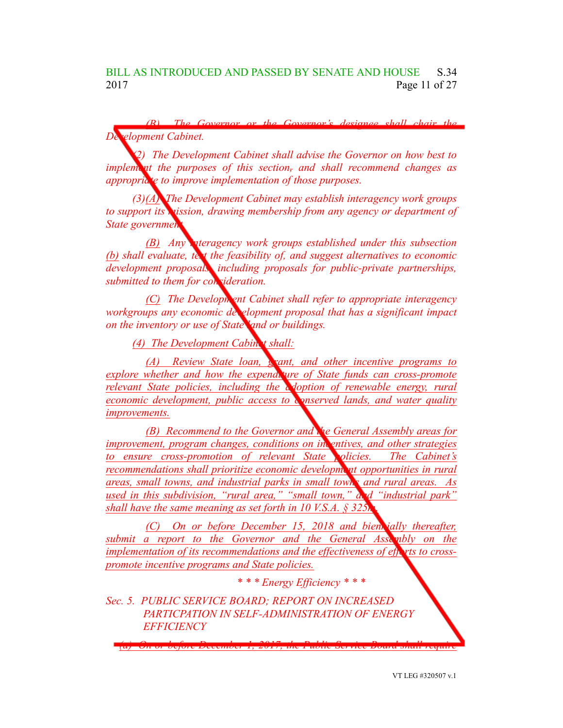*(B) The Governor or the Governor's designee shall chair the Development Cabinet.*

*(2) The Development Cabinet shall advise the Governor on how best to implement the purposes of this section, and shall recommend changes as appropriate to improve implementation of those purposes.*

*(3)(A) The Development Cabinet may establish interagency work groups to support its mission, drawing membership from any agency or department of State government.*

*(B) Any interagency work groups established under this subsection (b) shall evaluate, test the feasibility of, and suggest alternatives to economic development proposals, including proposals for public-private partnerships, submitted to them for consideration.*

*(C) The Development Cabinet shall refer to appropriate interagency workgroups any economic development proposal that has a significant impact on the inventory or use of State land or buildings.*

*(4) The Development Cabinet shall:*

*(A) Review State loan, grant, and other incentive programs to explore whether and how the expenditure of State funds can cross-promote relevant State policies, including the adoption of renewable energy, rural economic development, public access to conserved lands, and water quality improvements.*

*(B) Recommend to the Governor and the General Assembly areas for improvement, program changes, conditions on incentives, and other strategies to ensure cross-promotion of relevant State policies. The Cabinet's recommendations shall prioritize economic development opportunities in rural areas, small towns, and industrial parks in small towns and rural areas. As used in this subdivision, "rural area," "small town," and "industrial park" shall have the same meaning as set forth in 10 V.S.A. § 325m.*

*(C) On or before December 15, 2018 and biennially thereafter, submit a report to the Governor and the General Assembly on the implementation of its recommendations and the effectiveness of efforts to cross-promote incentive programs and State policies.*

*\* \* \* Energy Efficiency \* \* \**

*Sec. 5. PUBLIC SERVICE BOARD; REPORT ON INCREASED PARTCIPATION IN SELF-ADMINISTRATION OF ENERGY EFFICIENCY*

*(a) On or before December 1, 2017, the Public Service Board shall require*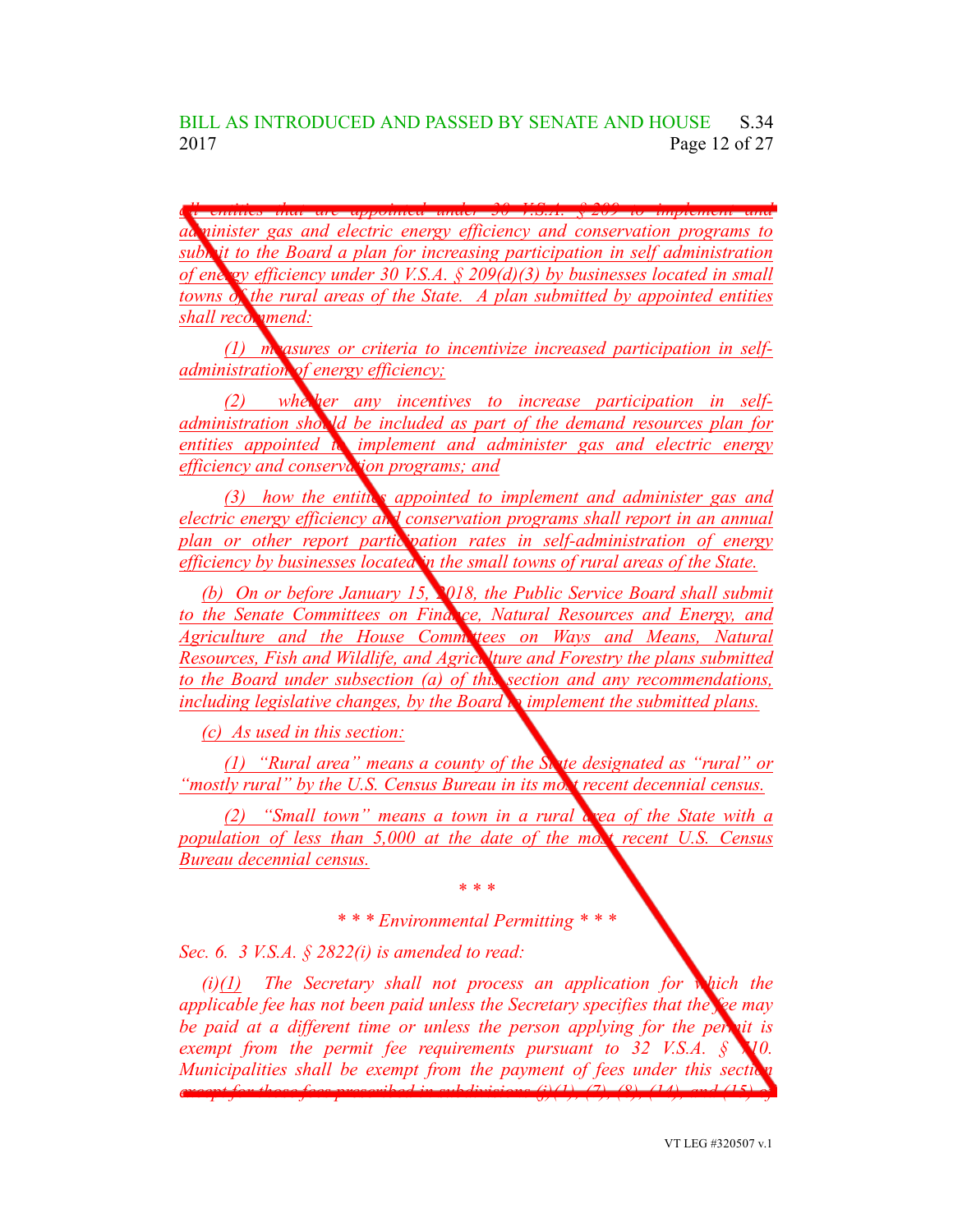*all entities that are appointed under 30 V.S.A. § 209 to implement and administer gas and electric energy efficiency and conservation programs to submit to the Board a plan for increasing participation in self administration of energy efficiency under 30 V.S.A. § 209(d)(3) by businesses located in small towns of the rural areas of the State. A plan submitted by appointed entities shall recommend:*

*(1) measures or criteria to incentivize increased participation in self-administration of energy efficiency;*

*(2) whether any incentives to increase participation in self-administration should be included as part of the demand resources plan for entities appointed to implement and administer gas and electric energy efficiency and conservation programs; and*

*(3) how the entities appointed to implement and administer gas and electric energy efficiency and conservation programs shall report in an annual plan or other report participation rates in self-administration of energy efficiency by businesses located in the small towns of rural areas of the State.*

*(b) On or before January 15, 2018, the Public Service Board shall submit to the Senate Committees on Finance, Natural Resources and Energy, and Agriculture and the House Committees on Ways and Means, Natural Resources, Fish and Wildlife, and Agriculture and Forestry the plans submitted to the Board under subsection (a) of this section and any recommendations, including legislative changes, by the Board to implement the submitted plans.*

*(c) As used in this section:*

*(1) "Rural area" means a county of the State designated as "rural" or "mostly rural" by the U.S. Census Bureau in its most recent decennial census.*

*(2) "Small town" means a town in a rural area of the State with a population of less than 5,000 at the date of the most recent U.S. Census Bureau decennial census.*

*\* \* \**

*\* \* \* Environmental Permitting \* \* \**

*Sec. 6. 3 V.S.A. § 2822(i) is amended to read:*

*(i)(1) The Secretary shall not process an application for which the applicable fee has not been paid unless the Secretary specifies that the fee may be paid at a different time or unless the person applying for the permit is exempt from the permit fee requirements pursuant to 32 V.S.A. § 710. Municipalities shall be exempt from the payment of fees under this section except for those fees prescribed in subdivisions (j)(1), (7), (8), (14), and (15) of*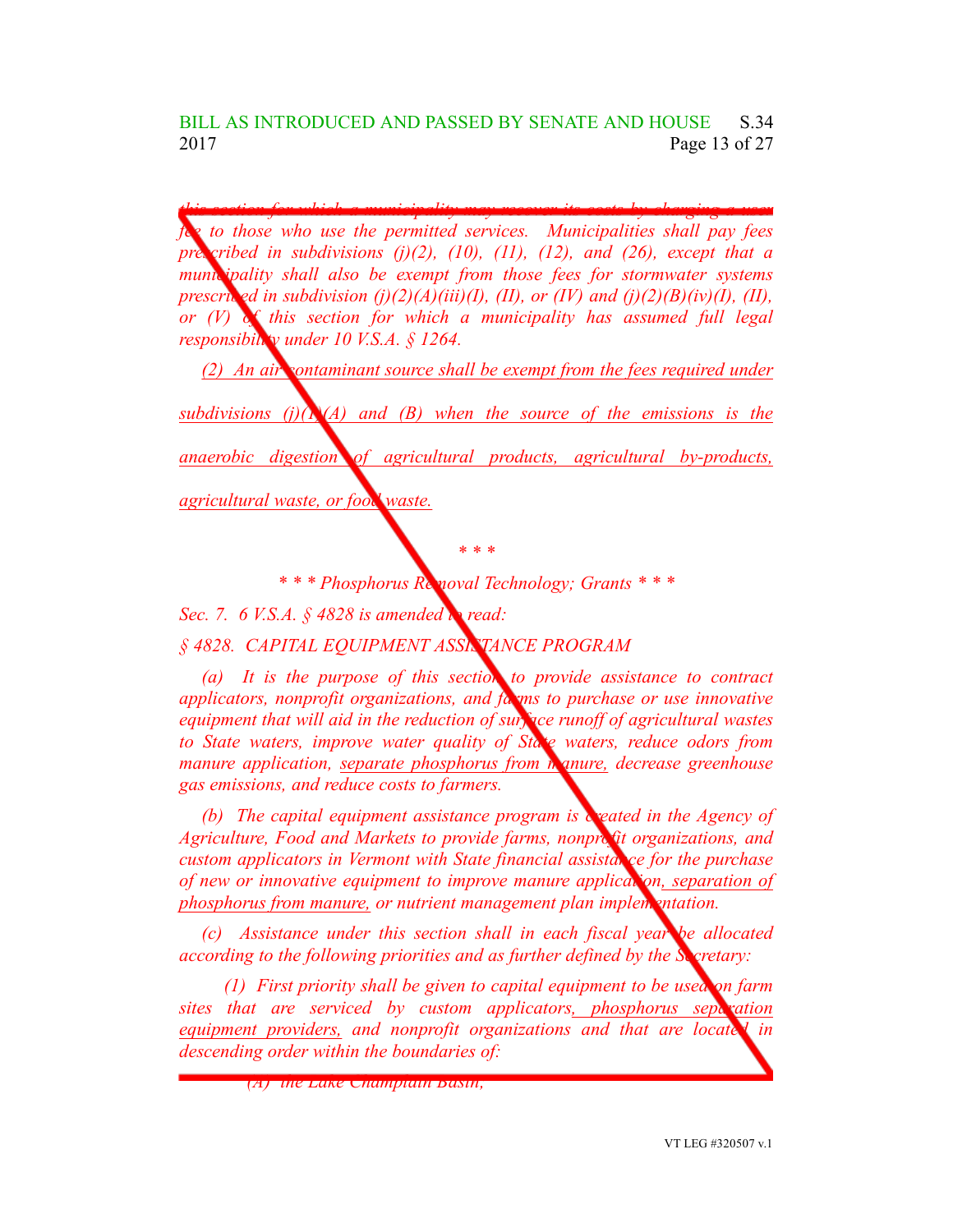*this section for which a municipality may recover its costs by charging a user fee to those who use the permitted services. Municipalities shall pay fees prescribed in subdivisions (j)(2), (10), (11), (12), and (26), except that a municipality shall also be exempt from those fees for stormwater systems prescribed in subdivision (j)(2)(A)(iii)(I), (II), or (IV) and (j)(2)(B)(iv)(I), (II), or (V) of this section for which a municipality has assumed full legal responsibility under 10 V.S.A. § 1264.*

<u>*(2) An air contaminant source shall be exempt from the fees required under subdivisions (j)(1)(A) and (B) when the source of the emissions is the anaerobic digestion of agricultural products, agricultural by-products, agricultural waste, or food waste.*</u>

*\* \* \**

*\* \* \* Phosphorus Removal Technology; Grants \* \* \**

*Sec. 7. 6 V.S.A. § 4828 is amended to read:*

*§ 4828. CAPITAL EQUIPMENT ASSISTANCE PROGRAM*

*(a) It is the purpose of this section to provide assistance to contract applicators, nonprofit organizations, and farms to purchase or use innovative equipment that will aid in the reduction of surface runoff of agricultural wastes to State waters, improve water quality of State waters, reduce odors from manure application,* <u>*separate phosphorus from manure,*</u> *decrease greenhouse gas emissions, and reduce costs to farmers.*

*(b) The capital equipment assistance program is created in the Agency of Agriculture, Food and Markets to provide farms, nonprofit organizations, and custom applicators in Vermont with State financial assistance for the purchase of new or innovative equipment to improve manure application*<u>*, separation of phosphorus from manure,*</u> *or nutrient management plan implementation.*

*(c) Assistance under this section shall in each fiscal year be allocated according to the following priorities and as further defined by the Secretary:*

*(1) First priority shall be given to capital equipment to be used on farm sites that are serviced by custom applicators*<u>*, phosphorus separation equipment providers,*</u> *and nonprofit organizations and that are located in descending order within the boundaries of:*

*(A) the Lake Champlain Basin;*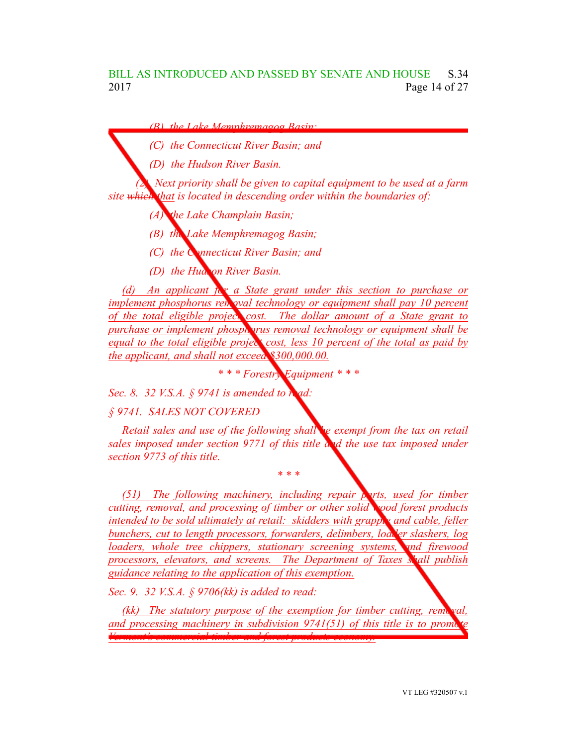(B) the Lake Memphremagog Basin;

(C) the Connecticut River Basin; and

(D) the Hudson River Basin.

(2) Next priority shall be given to capital equipment to be used at a farm site ~~which~~ that is located in descending order within the boundaries of:

(A) the Lake Champlain Basin;

(B) the Lake Memphremagog Basin;

(C) the Connecticut River Basin; and

(D) the Hudson River Basin.

(d) An applicant for a State grant under this section to purchase or implement phosphorus removal technology or equipment shall pay 10 percent of the total eligible project cost. The dollar amount of a State grant to purchase or implement phosphorus removal technology or equipment shall be equal to the total eligible project cost, less 10 percent of the total as paid by the applicant, and shall not exceed $300,000.00.

\* \* \* Forestry Equipment \* \* \*

Sec. 8. 32 V.S.A. § 9741 is amended to read:

§ 9741. SALES NOT COVERED

Retail sales and use of the following shall be exempt from the tax on retail sales imposed under section 9771 of this title and the use tax imposed under section 9773 of this title.

\* \* \*

(51) The following machinery, including repair parts, used for timber cutting, removal, and processing of timber or other solid wood forest products intended to be sold ultimately at retail: skidders with grapple and cable, feller bunchers, cut to length processors, forwarders, delimbers, loader slashers, log loaders, whole tree chippers, stationary screening systems, and firewood processors, elevators, and screens. The Department of Taxes shall publish guidance relating to the application of this exemption.

Sec. 9. 32 V.S.A. § 9706(kk) is added to read:

(kk) The statutory purpose of the exemption for timber cutting, removal, and processing machinery in subdivision 9741(51) of this title is to promote Vermont's commercial timber and forest products economy.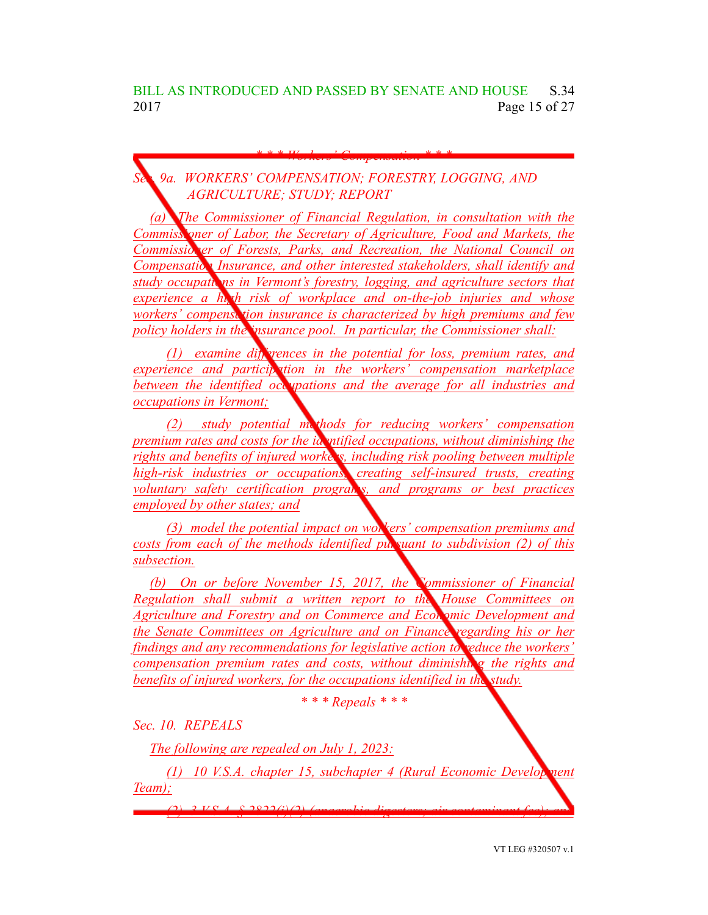*\* \* \* Workers' Compensation \* \* \**

*Sec. 9a. WORKERS' COMPENSATION; FORESTRY, LOGGING, AND AGRICULTURE; STUDY; REPORT*

*(a) The Commissioner of Financial Regulation, in consultation with the Commissioner of Labor, the Secretary of Agriculture, Food and Markets, the Commissioner of Forests, Parks, and Recreation, the National Council on Compensation Insurance, and other interested stakeholders, shall identify and study occupations in Vermont's forestry, logging, and agriculture sectors that experience a high risk of workplace and on-the-job injuries and whose workers' compensation insurance is characterized by high premiums and few policy holders in the insurance pool. In particular, the Commissioner shall:*

*(1) examine differences in the potential for loss, premium rates, and experience and participation in the workers' compensation marketplace between the identified occupations and the average for all industries and occupations in Vermont;*

*(2) study potential methods for reducing workers' compensation premium rates and costs for the identified occupations, without diminishing the rights and benefits of injured workers, including risk pooling between multiple high-risk industries or occupations, creating self-insured trusts, creating voluntary safety certification programs, and programs or best practices employed by other states; and*

*(3) model the potential impact on workers' compensation premiums and costs from each of the methods identified pursuant to subdivision (2) of this subsection.*

*(b) On or before November 15, 2017, the Commissioner of Financial Regulation shall submit a written report to the House Committees on Agriculture and Forestry and on Commerce and Economic Development and the Senate Committees on Agriculture and on Finance regarding his or her findings and any recommendations for legislative action to reduce the workers' compensation premium rates and costs, without diminishing the rights and benefits of injured workers, for the occupations identified in the study.*

*\* \* \* Repeals \* \* \**

*Sec. 10. REPEALS*

*The following are repealed on July 1, 2023:*

*(1) 10 V.S.A. chapter 15, subchapter 4 (Rural Economic Development Team);*

*(2) 3 V.S.A. § 2822(j)(2) (anaerobic digesters; air contaminant fee); and*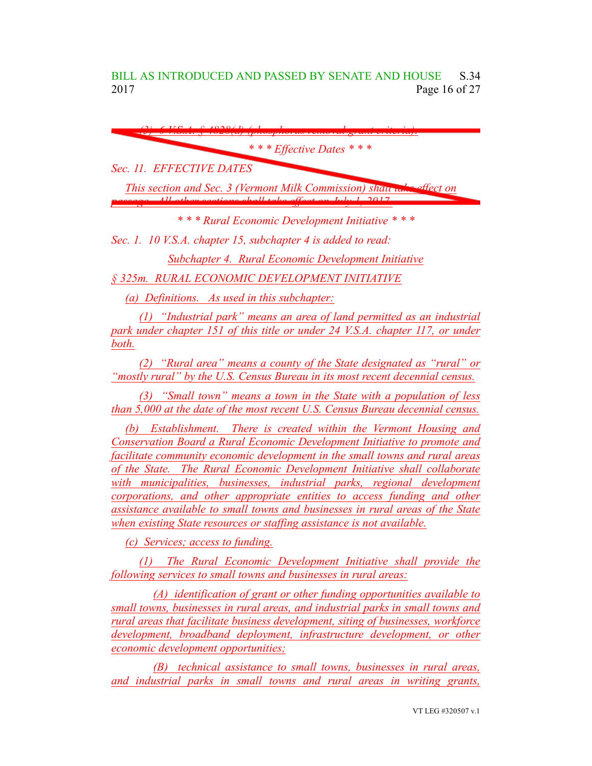~~(3) 6 V.S.A. § 4828(d) (phosphorus removal grant criteria).~~

~~*\* \* \* Effective Dates \* \* \**~~

~~*Sec. 11. EFFECTIVE DATES*~~

~~*This section and Sec. 3 (Vermont Milk Commission) shall take effect on passage. All other sections shall take effect on July 1, 2017.*~~

*\* \* \* Rural Economic Development Initiative \* \* \**

*Sec. 1. 10 V.S.A. chapter 15, subchapter 4 is added to read:*

*Subchapter 4. Rural Economic Development Initiative*

*§ 325m. RURAL ECONOMIC DEVELOPMENT INITIATIVE*

*(a) Definitions. As used in this subchapter:*

*(1) "Industrial park" means an area of land permitted as an industrial park under chapter 151 of this title or under 24 V.S.A. chapter 117, or under both.*

*(2) "Rural area" means a county of the State designated as "rural" or "mostly rural" by the U.S. Census Bureau in its most recent decennial census.*

*(3) "Small town" means a town in the State with a population of less than 5,000 at the date of the most recent U.S. Census Bureau decennial census.*

*(b) Establishment. There is created within the Vermont Housing and Conservation Board a Rural Economic Development Initiative to promote and facilitate community economic development in the small towns and rural areas of the State. The Rural Economic Development Initiative shall collaborate with municipalities, businesses, industrial parks, regional development corporations, and other appropriate entities to access funding and other assistance available to small towns and businesses in rural areas of the State when existing State resources or staffing assistance is not available.*

*(c) Services; access to funding.*

*(1) The Rural Economic Development Initiative shall provide the following services to small towns and businesses in rural areas:*

*(A) identification of grant or other funding opportunities available to small towns, businesses in rural areas, and industrial parks in small towns and rural areas that facilitate business development, siting of businesses, workforce development, broadband deployment, infrastructure development, or other economic development opportunities;*

*(B) technical assistance to small towns, businesses in rural areas, and industrial parks in small towns and rural areas in writing grants,*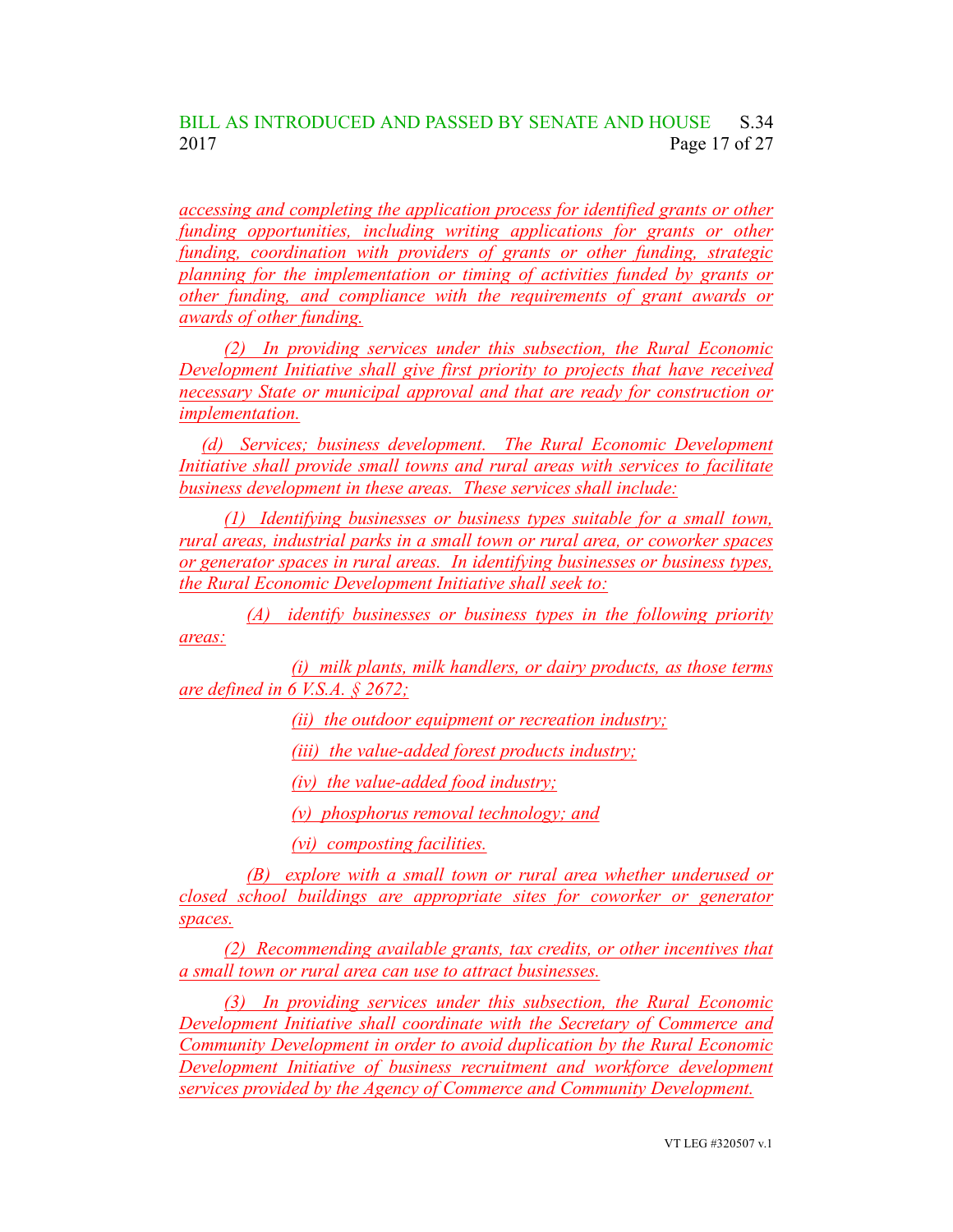*accessing and completing the application process for identified grants or other funding opportunities, including writing applications for grants or other funding, coordination with providers of grants or other funding, strategic planning for the implementation or timing of activities funded by grants or other funding, and compliance with the requirements of grant awards or awards of other funding.*

*(2) In providing services under this subsection, the Rural Economic Development Initiative shall give first priority to projects that have received necessary State or municipal approval and that are ready for construction or implementation.*

*(d) Services; business development. The Rural Economic Development Initiative shall provide small towns and rural areas with services to facilitate business development in these areas. These services shall include:*

*(1) Identifying businesses or business types suitable for a small town, rural areas, industrial parks in a small town or rural area, or coworker spaces or generator spaces in rural areas. In identifying businesses or business types, the Rural Economic Development Initiative shall seek to:*

*(A) identify businesses or business types in the following priority areas:*

*(i) milk plants, milk handlers, or dairy products, as those terms are defined in 6 V.S.A. § 2672;*

*(ii) the outdoor equipment or recreation industry;*

*(iii) the value-added forest products industry;*

*(iv) the value-added food industry;*

*(v) phosphorus removal technology; and*

*(vi) composting facilities.*

*(B) explore with a small town or rural area whether underused or closed school buildings are appropriate sites for coworker or generator spaces.*

*(2) Recommending available grants, tax credits, or other incentives that a small town or rural area can use to attract businesses.*

*(3) In providing services under this subsection, the Rural Economic Development Initiative shall coordinate with the Secretary of Commerce and Community Development in order to avoid duplication by the Rural Economic Development Initiative of business recruitment and workforce development services provided by the Agency of Commerce and Community Development.*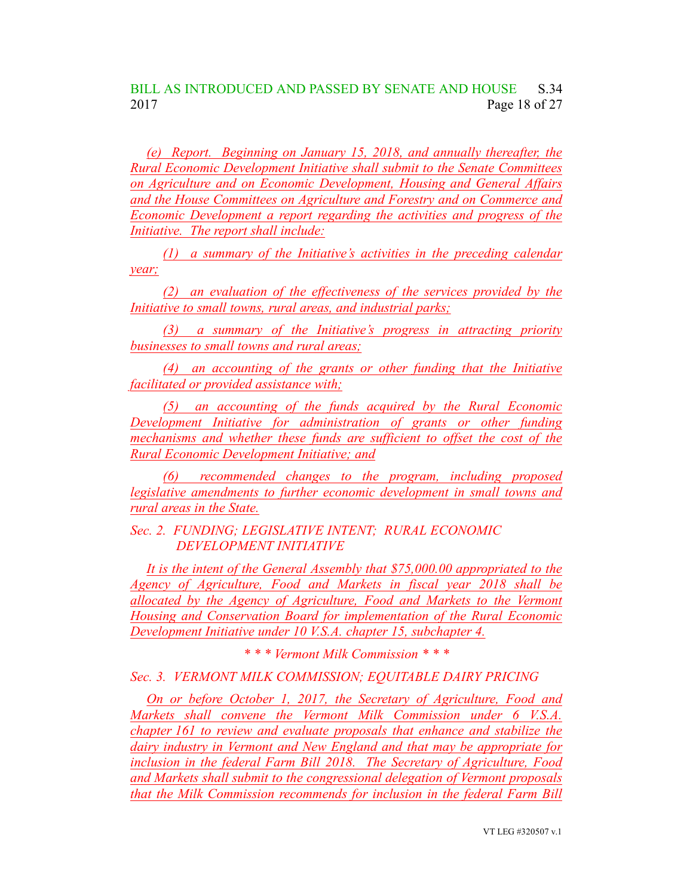*(e) Report. Beginning on January 15, 2018, and annually thereafter, the Rural Economic Development Initiative shall submit to the Senate Committees on Agriculture and on Economic Development, Housing and General Affairs and the House Committees on Agriculture and Forestry and on Commerce and Economic Development a report regarding the activities and progress of the Initiative. The report shall include:*

*(1) a summary of the Initiative's activities in the preceding calendar year;*

*(2) an evaluation of the effectiveness of the services provided by the Initiative to small towns, rural areas, and industrial parks;*

*(3) a summary of the Initiative's progress in attracting priority businesses to small towns and rural areas;*

*(4) an accounting of the grants or other funding that the Initiative facilitated or provided assistance with;*

*(5) an accounting of the funds acquired by the Rural Economic Development Initiative for administration of grants or other funding mechanisms and whether these funds are sufficient to offset the cost of the Rural Economic Development Initiative; and*

*(6) recommended changes to the program, including proposed legislative amendments to further economic development in small towns and rural areas in the State.*

*Sec. 2. FUNDING; LEGISLATIVE INTENT; RURAL ECONOMIC DEVELOPMENT INITIATIVE*

*It is the intent of the General Assembly that $75,000.00 appropriated to the Agency of Agriculture, Food and Markets in fiscal year 2018 shall be allocated by the Agency of Agriculture, Food and Markets to the Vermont Housing and Conservation Board for implementation of the Rural Economic Development Initiative under 10 V.S.A. chapter 15, subchapter 4.*

*\* \* \* Vermont Milk Commission \* \* \**

*Sec. 3. VERMONT MILK COMMISSION; EQUITABLE DAIRY PRICING*

*On or before October 1, 2017, the Secretary of Agriculture, Food and Markets shall convene the Vermont Milk Commission under 6 V.S.A. chapter 161 to review and evaluate proposals that enhance and stabilize the dairy industry in Vermont and New England and that may be appropriate for inclusion in the federal Farm Bill 2018. The Secretary of Agriculture, Food and Markets shall submit to the congressional delegation of Vermont proposals that the Milk Commission recommends for inclusion in the federal Farm Bill*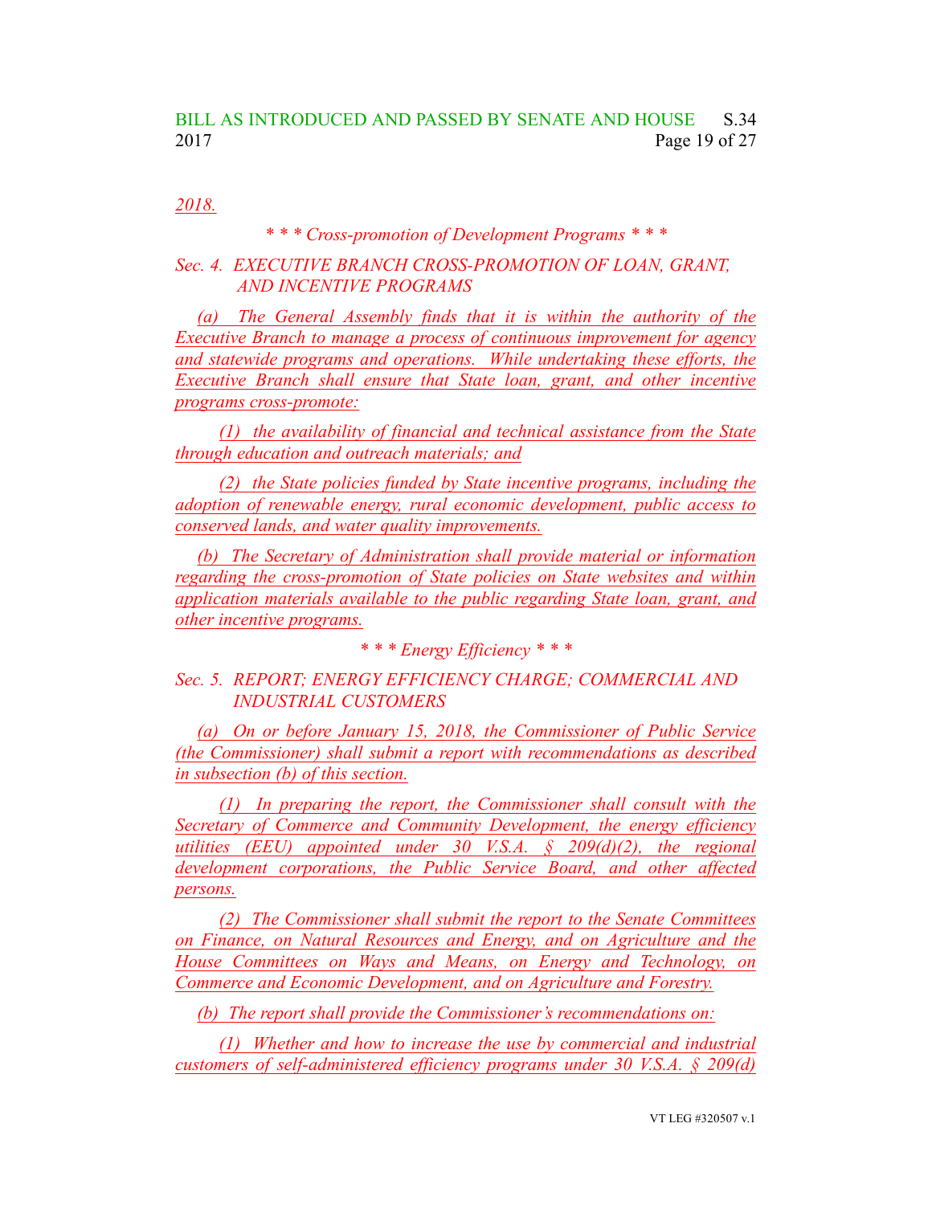2018.

*\* \* \* Cross-promotion of Development Programs \* \* \**

*Sec. 4. EXECUTIVE BRANCH CROSS-PROMOTION OF LOAN, GRANT, AND INCENTIVE PROGRAMS*

*(a) The General Assembly finds that it is within the authority of the Executive Branch to manage a process of continuous improvement for agency and statewide programs and operations. While undertaking these efforts, the Executive Branch shall ensure that State loan, grant, and other incentive programs cross-promote:*

*(1) the availability of financial and technical assistance from the State through education and outreach materials; and*

*(2) the State policies funded by State incentive programs, including the adoption of renewable energy, rural economic development, public access to conserved lands, and water quality improvements.*

*(b) The Secretary of Administration shall provide material or information regarding the cross-promotion of State policies on State websites and within application materials available to the public regarding State loan, grant, and other incentive programs.*

*\* \* \* Energy Efficiency \* \* \**

*Sec. 5. REPORT; ENERGY EFFICIENCY CHARGE; COMMERCIAL AND INDUSTRIAL CUSTOMERS*

*(a) On or before January 15, 2018, the Commissioner of Public Service (the Commissioner) shall submit a report with recommendations as described in subsection (b) of this section.*

*(1) In preparing the report, the Commissioner shall consult with the Secretary of Commerce and Community Development, the energy efficiency utilities (EEU) appointed under 30 V.S.A. § 209(d)(2), the regional development corporations, the Public Service Board, and other affected persons.*

*(2) The Commissioner shall submit the report to the Senate Committees on Finance, on Natural Resources and Energy, and on Agriculture and the House Committees on Ways and Means, on Energy and Technology, on Commerce and Economic Development, and on Agriculture and Forestry.*

*(b) The report shall provide the Commissioner's recommendations on:*

*(1) Whether and how to increase the use by commercial and industrial customers of self-administered efficiency programs under 30 V.S.A. § 209(d)*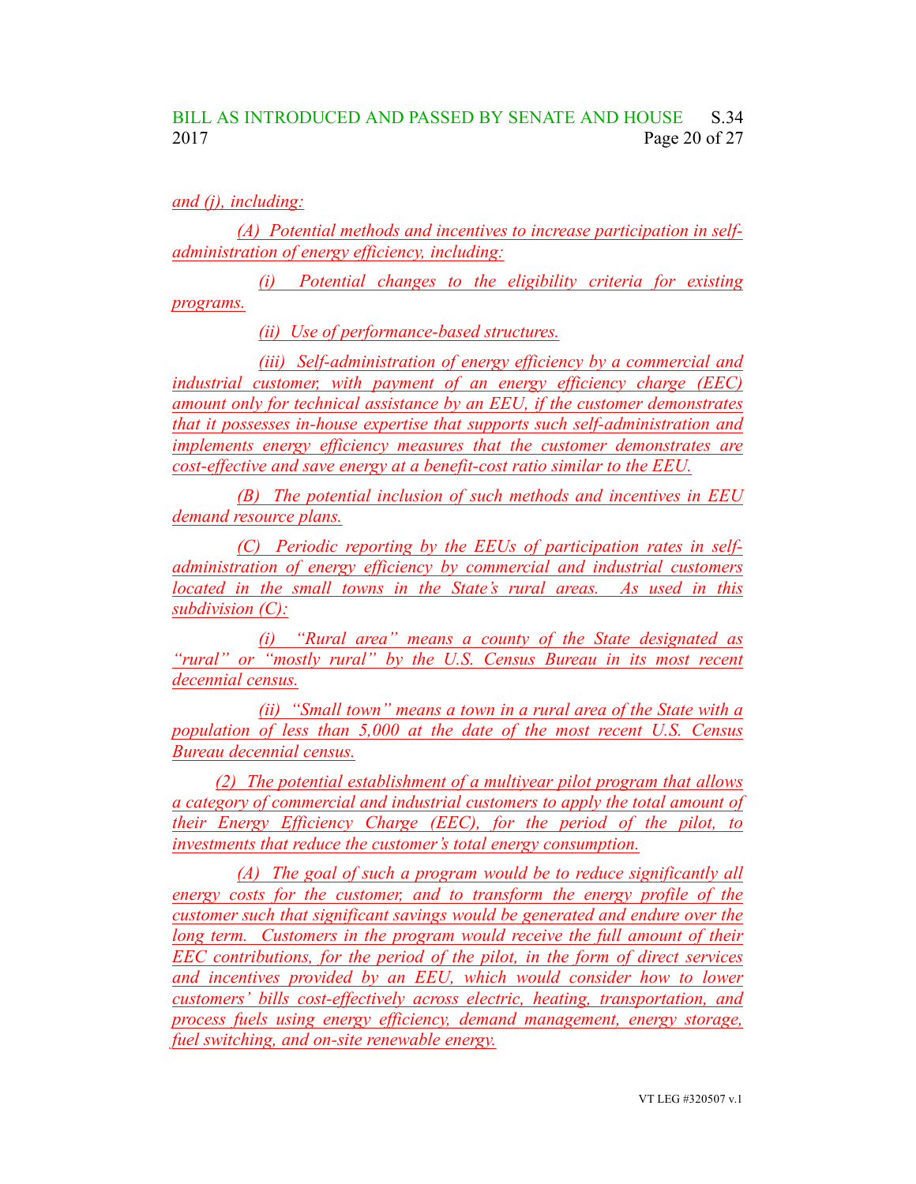and (j), including:

(A) Potential methods and incentives to increase participation in self-administration of energy efficiency, including:

(i) Potential changes to the eligibility criteria for existing programs.

(ii) Use of performance-based structures.

(iii) Self-administration of energy efficiency by a commercial and industrial customer, with payment of an energy efficiency charge (EEC) amount only for technical assistance by an EEU, if the customer demonstrates that it possesses in-house expertise that supports such self-administration and implements energy efficiency measures that the customer demonstrates are cost-effective and save energy at a benefit-cost ratio similar to the EEU.

(B) The potential inclusion of such methods and incentives in EEU demand resource plans.

(C) Periodic reporting by the EEUs of participation rates in self-administration of energy efficiency by commercial and industrial customers located in the small towns in the State's rural areas. As used in this subdivision (C):

(i) "Rural area" means a county of the State designated as "rural" or "mostly rural" by the U.S. Census Bureau in its most recent decennial census.

(ii) "Small town" means a town in a rural area of the State with a population of less than 5,000 at the date of the most recent U.S. Census Bureau decennial census.

(2) The potential establishment of a multiyear pilot program that allows a category of commercial and industrial customers to apply the total amount of their Energy Efficiency Charge (EEC), for the period of the pilot, to investments that reduce the customer's total energy consumption.

(A) The goal of such a program would be to reduce significantly all energy costs for the customer, and to transform the energy profile of the customer such that significant savings would be generated and endure over the long term. Customers in the program would receive the full amount of their EEC contributions, for the period of the pilot, in the form of direct services and incentives provided by an EEU, which would consider how to lower customers' bills cost-effectively across electric, heating, transportation, and process fuels using energy efficiency, demand management, energy storage, fuel switching, and on-site renewable energy.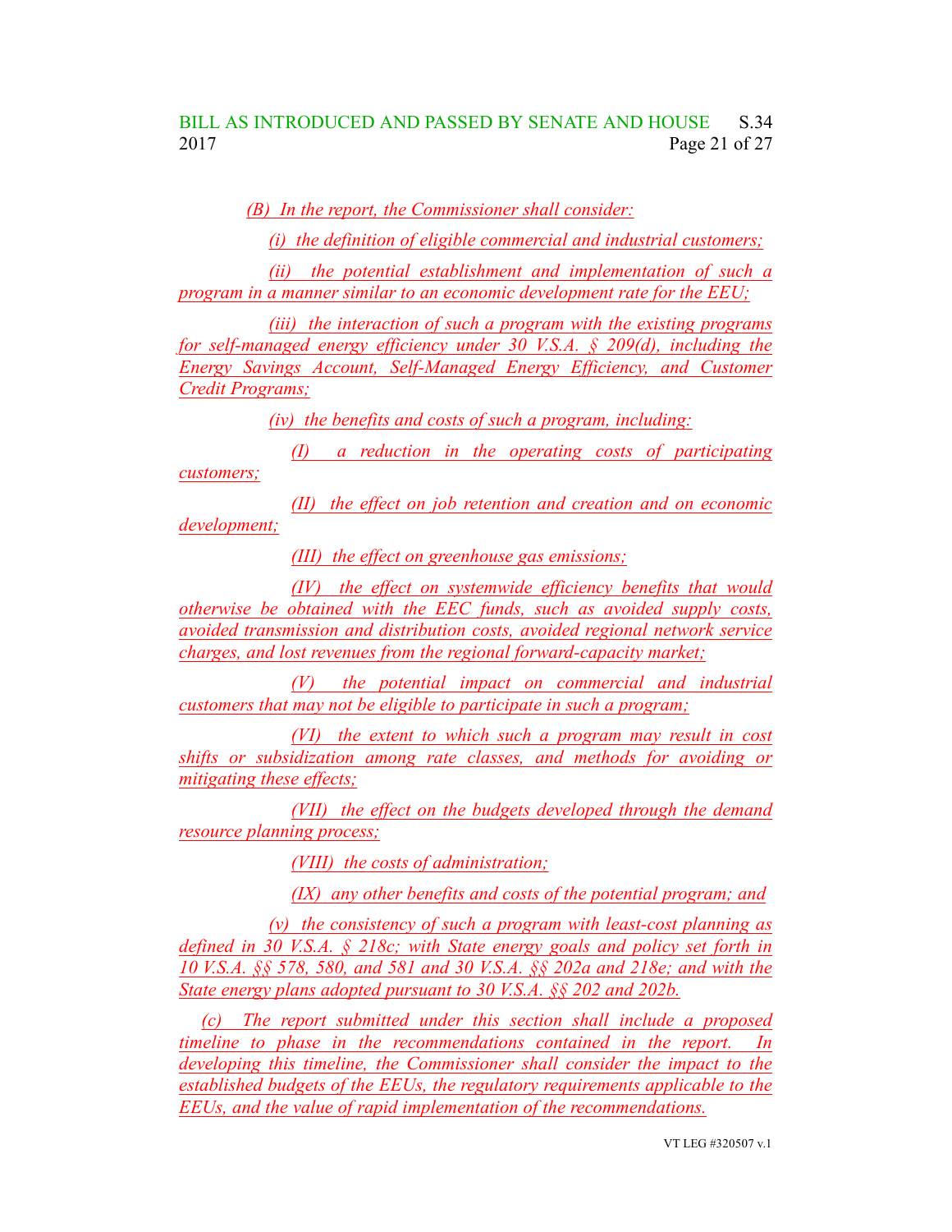(B) In the report, the Commissioner shall consider:

(i) the definition of eligible commercial and industrial customers;

(ii) the potential establishment and implementation of such a program in a manner similar to an economic development rate for the EEU;

(iii) the interaction of such a program with the existing programs for self-managed energy efficiency under 30 V.S.A. § 209(d), including the Energy Savings Account, Self-Managed Energy Efficiency, and Customer Credit Programs;

(iv) the benefits and costs of such a program, including:

(I) a reduction in the operating costs of participating customers;

(II) the effect on job retention and creation and on economic development;

(III) the effect on greenhouse gas emissions;

(IV) the effect on systemwide efficiency benefits that would otherwise be obtained with the EEC funds, such as avoided supply costs, avoided transmission and distribution costs, avoided regional network service charges, and lost revenues from the regional forward-capacity market;

(V) the potential impact on commercial and industrial customers that may not be eligible to participate in such a program;

(VI) the extent to which such a program may result in cost shifts or subsidization among rate classes, and methods for avoiding or mitigating these effects;

(VII) the effect on the budgets developed through the demand resource planning process;

(VIII) the costs of administration;

(IX) any other benefits and costs of the potential program; and

(v) the consistency of such a program with least-cost planning as defined in 30 V.S.A. § 218c; with State energy goals and policy set forth in 10 V.S.A. §§ 578, 580, and 581 and 30 V.S.A. §§ 202a and 218e; and with the State energy plans adopted pursuant to 30 V.S.A. §§ 202 and 202b.

(c) The report submitted under this section shall include a proposed timeline to phase in the recommendations contained in the report. In developing this timeline, the Commissioner shall consider the impact to the established budgets of the EEUs, the regulatory requirements applicable to the EEUs, and the value of rapid implementation of the recommendations.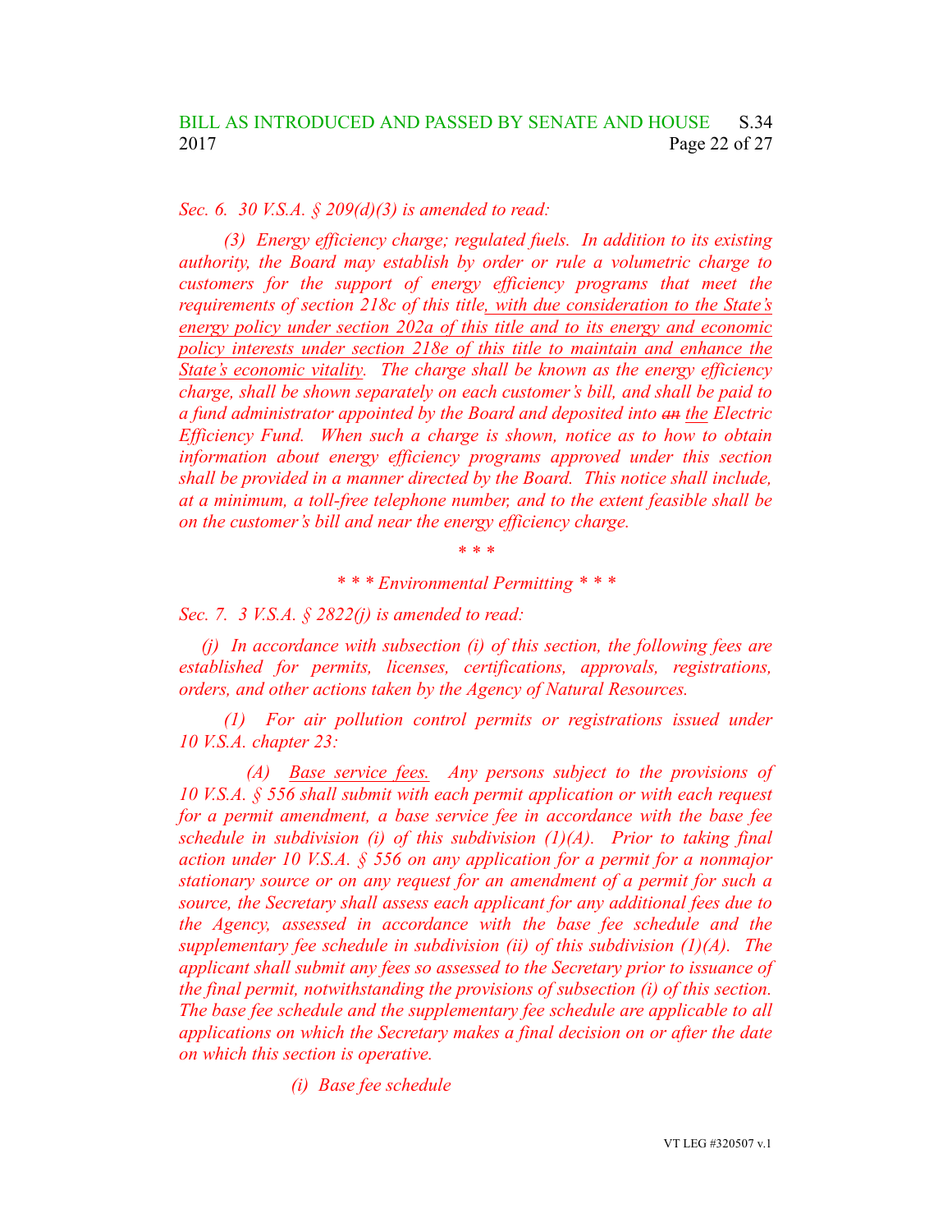*Sec. 6. 30 V.S.A. § 209(d)(3) is amended to read:*

*(3) Energy efficiency charge; regulated fuels. In addition to its existing authority, the Board may establish by order or rule a volumetric charge to customers for the support of energy efficiency programs that meet the requirements of section 218c of this title, with due consideration to the State's energy policy under section 202a of this title and to its energy and economic policy interests under section 218e of this title to maintain and enhance the State's economic vitality. The charge shall be known as the energy efficiency charge, shall be shown separately on each customer's bill, and shall be paid to a fund administrator appointed by the Board and deposited into ~~an~~ the Electric Efficiency Fund. When such a charge is shown, notice as to how to obtain information about energy efficiency programs approved under this section shall be provided in a manner directed by the Board. This notice shall include, at a minimum, a toll-free telephone number, and to the extent feasible shall be on the customer's bill and near the energy efficiency charge.*

*\* \* \**

*\* \* \* Environmental Permitting \* \* \**

*Sec. 7. 3 V.S.A. § 2822(j) is amended to read:*

*(j) In accordance with subsection (i) of this section, the following fees are established for permits, licenses, certifications, approvals, registrations, orders, and other actions taken by the Agency of Natural Resources.*

*(1) For air pollution control permits or registrations issued under 10 V.S.A. chapter 23:*

*(A) Base service fees. Any persons subject to the provisions of 10 V.S.A. § 556 shall submit with each permit application or with each request for a permit amendment, a base service fee in accordance with the base fee schedule in subdivision (i) of this subdivision (1)(A). Prior to taking final action under 10 V.S.A. § 556 on any application for a permit for a nonmajor stationary source or on any request for an amendment of a permit for such a source, the Secretary shall assess each applicant for any additional fees due to the Agency, assessed in accordance with the base fee schedule and the supplementary fee schedule in subdivision (ii) of this subdivision (1)(A). The applicant shall submit any fees so assessed to the Secretary prior to issuance of the final permit, notwithstanding the provisions of subsection (i) of this section. The base fee schedule and the supplementary fee schedule are applicable to all applications on which the Secretary makes a final decision on or after the date on which this section is operative.*

*(i) Base fee schedule*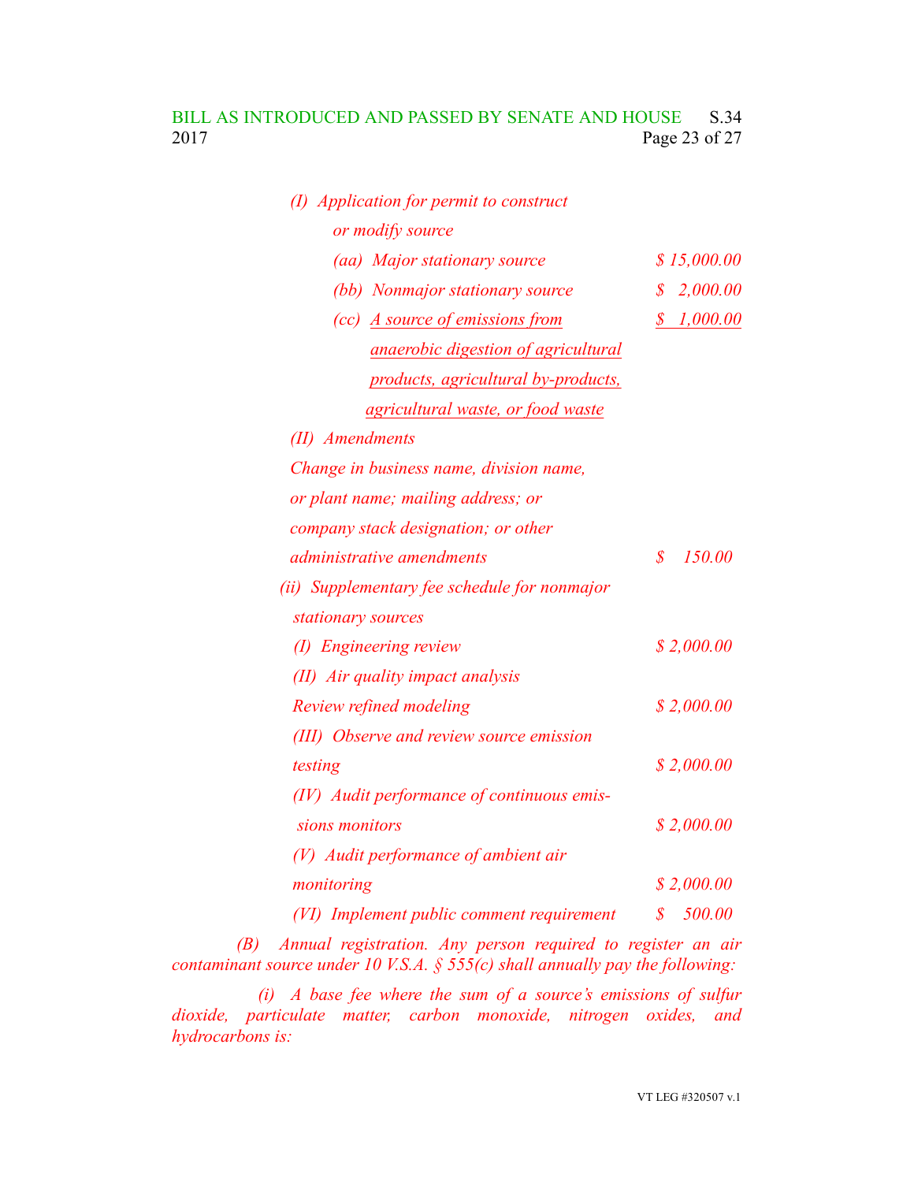*(I) Application for permit to construct or modify source*

| | |
|---|---|
| *(aa) Major stationary source* | *$ 15,000.00* |
| *(bb) Nonmajor stationary source* | *$ 2,000.00* |
| *(cc) <u>A source of emissions from anaerobic digestion of agricultural products, agricultural by-products, agricultural waste, or food waste</u>* | *<u>$ 1,000.00</u>* |

*(II) Amendments*

| | |
|---|---|
| *Change in business name, division name, or plant name; mailing address; or company stack designation; or other administrative amendments* | *$ 150.00* |

*(ii) Supplementary fee schedule for nonmajor stationary sources*

| | |
|---|---|
| *(I) Engineering review* | *$ 2,000.00* |
| *(II) Air quality impact analysis Review refined modeling* | *$ 2,000.00* |
| *(III) Observe and review source emission testing* | *$ 2,000.00* |
| *(IV) Audit performance of continuous emissions monitors* | *$ 2,000.00* |
| *(V) Audit performance of ambient air monitoring* | *$ 2,000.00* |
| *(VI) Implement public comment requirement* | *$ 500.00* |

*(B) Annual registration. Any person required to register an air contaminant source under 10 V.S.A. § 555(c) shall annually pay the following:*

*(i) A base fee where the sum of a source's emissions of sulfur dioxide, particulate matter, carbon monoxide, nitrogen oxides, and hydrocarbons is:*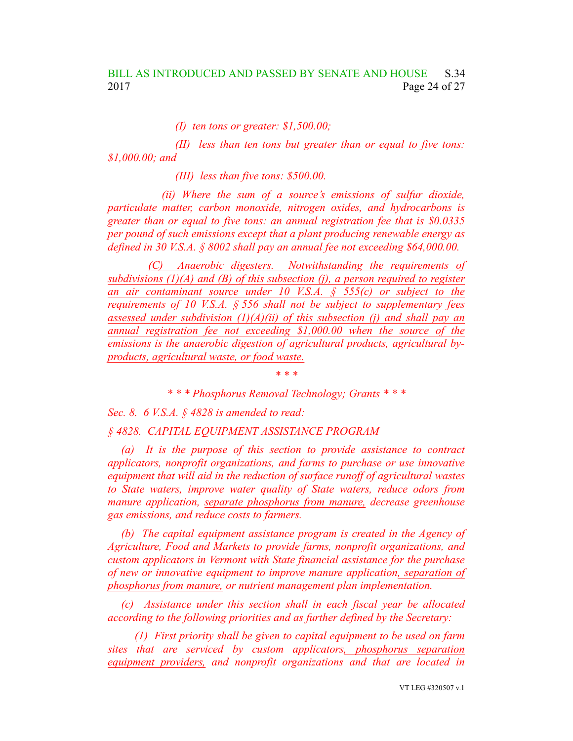*(I) ten tons or greater: $1,500.00;*

*(II) less than ten tons but greater than or equal to five tons: $1,000.00; and*

*(III) less than five tons: $500.00.*

*(ii) Where the sum of a source's emissions of sulfur dioxide, particulate matter, carbon monoxide, nitrogen oxides, and hydrocarbons is greater than or equal to five tons: an annual registration fee that is $0.0335 per pound of such emissions except that a plant producing renewable energy as defined in 30 V.S.A. § 8002 shall pay an annual fee not exceeding $64,000.00.*

*(C) Anaerobic digesters. Notwithstanding the requirements of subdivisions (1)(A) and (B) of this subsection (j), a person required to register an air contaminant source under 10 V.S.A. § 555(c) or subject to the requirements of 10 V.S.A. § 556 shall not be subject to supplementary fees assessed under subdivision (1)(A)(ii) of this subsection (j) and shall pay an annual registration fee not exceeding $1,000.00 when the source of the emissions is the anaerobic digestion of agricultural products, agricultural by-products, agricultural waste, or food waste.*

*\* \* \**

*\* \* \* Phosphorus Removal Technology; Grants \* \* \**

*Sec. 8. 6 V.S.A. § 4828 is amended to read:*

*§ 4828. CAPITAL EQUIPMENT ASSISTANCE PROGRAM*

*(a) It is the purpose of this section to provide assistance to contract applicators, nonprofit organizations, and farms to purchase or use innovative equipment that will aid in the reduction of surface runoff of agricultural wastes to State waters, improve water quality of State waters, reduce odors from manure application, separate phosphorus from manure, decrease greenhouse gas emissions, and reduce costs to farmers.*

*(b) The capital equipment assistance program is created in the Agency of Agriculture, Food and Markets to provide farms, nonprofit organizations, and custom applicators in Vermont with State financial assistance for the purchase of new or innovative equipment to improve manure application, separation of phosphorus from manure, or nutrient management plan implementation.*

*(c) Assistance under this section shall in each fiscal year be allocated according to the following priorities and as further defined by the Secretary:*

*(1) First priority shall be given to capital equipment to be used on farm sites that are serviced by custom applicators, phosphorus separation equipment providers, and nonprofit organizations and that are located in*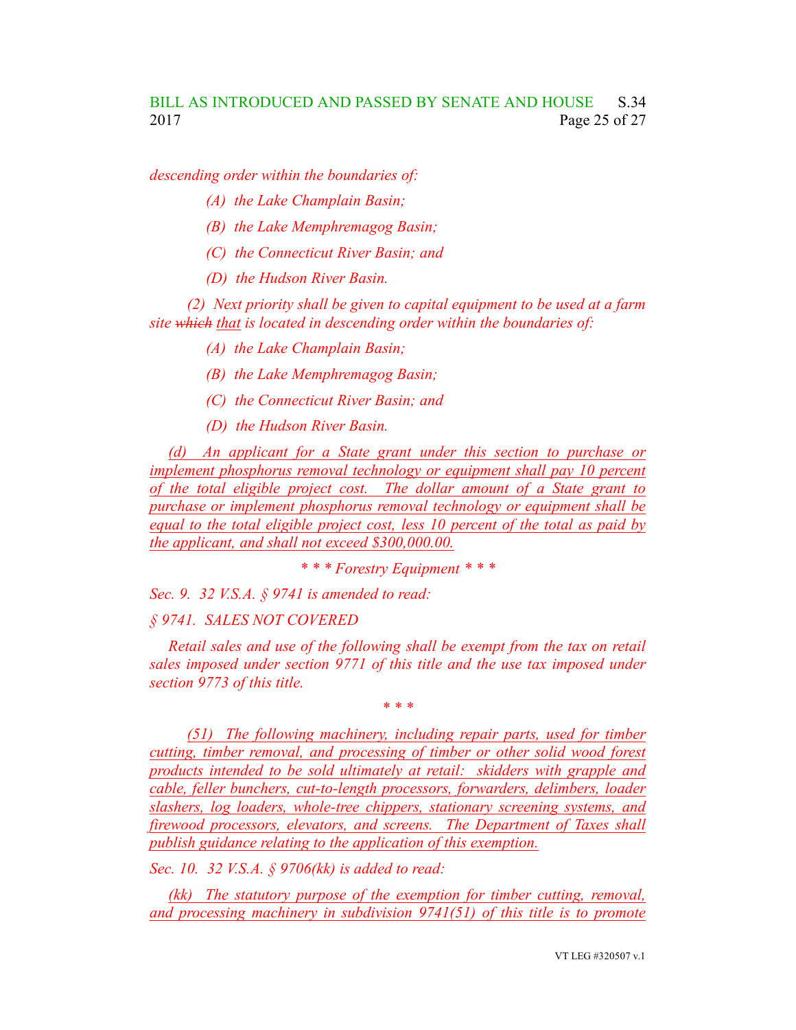*descending order within the boundaries of:*

*(A) the Lake Champlain Basin;*

*(B) the Lake Memphremagog Basin;*

*(C) the Connecticut River Basin; and*

*(D) the Hudson River Basin.*

*(2) Next priority shall be given to capital equipment to be used at a farm site ~~which~~ that is located in descending order within the boundaries of:*

*(A) the Lake Champlain Basin;*

*(B) the Lake Memphremagog Basin;*

*(C) the Connecticut River Basin; and*

*(D) the Hudson River Basin.*

*(d) An applicant for a State grant under this section to purchase or implement phosphorus removal technology or equipment shall pay 10 percent of the total eligible project cost. The dollar amount of a State grant to purchase or implement phosphorus removal technology or equipment shall be equal to the total eligible project cost, less 10 percent of the total as paid by the applicant, and shall not exceed $300,000.00.*

*\* \* \* Forestry Equipment \* \* \**

*Sec. 9. 32 V.S.A. § 9741 is amended to read:*

*§ 9741. SALES NOT COVERED*

*Retail sales and use of the following shall be exempt from the tax on retail sales imposed under section 9771 of this title and the use tax imposed under section 9773 of this title.*

*\* \* \**

*(51) The following machinery, including repair parts, used for timber cutting, timber removal, and processing of timber or other solid wood forest products intended to be sold ultimately at retail: skidders with grapple and cable, feller bunchers, cut-to-length processors, forwarders, delimbers, loader slashers, log loaders, whole-tree chippers, stationary screening systems, and firewood processors, elevators, and screens. The Department of Taxes shall publish guidance relating to the application of this exemption.*

*Sec. 10. 32 V.S.A. § 9706(kk) is added to read:*

*(kk) The statutory purpose of the exemption for timber cutting, removal, and processing machinery in subdivision 9741(51) of this title is to promote*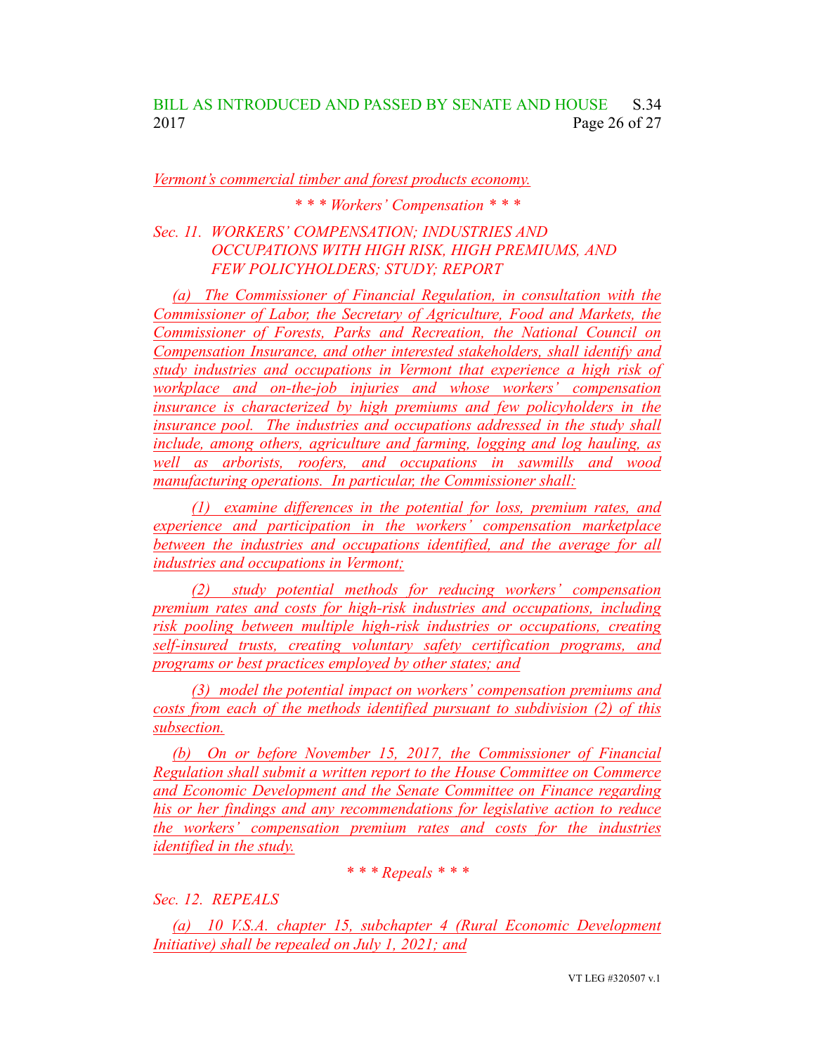Vermont's commercial timber and forest products economy.

*\* \* \* Workers' Compensation \* \* \**

*Sec. 11. WORKERS' COMPENSATION; INDUSTRIES AND OCCUPATIONS WITH HIGH RISK, HIGH PREMIUMS, AND FEW POLICYHOLDERS; STUDY; REPORT*

*(a) The Commissioner of Financial Regulation, in consultation with the Commissioner of Labor, the Secretary of Agriculture, Food and Markets, the Commissioner of Forests, Parks and Recreation, the National Council on Compensation Insurance, and other interested stakeholders, shall identify and study industries and occupations in Vermont that experience a high risk of workplace and on-the-job injuries and whose workers' compensation insurance is characterized by high premiums and few policyholders in the insurance pool. The industries and occupations addressed in the study shall include, among others, agriculture and farming, logging and log hauling, as well as arborists, roofers, and occupations in sawmills and wood manufacturing operations. In particular, the Commissioner shall:*

*(1) examine differences in the potential for loss, premium rates, and experience and participation in the workers' compensation marketplace between the industries and occupations identified, and the average for all industries and occupations in Vermont;*

*(2) study potential methods for reducing workers' compensation premium rates and costs for high-risk industries and occupations, including risk pooling between multiple high-risk industries or occupations, creating self-insured trusts, creating voluntary safety certification programs, and programs or best practices employed by other states; and*

*(3) model the potential impact on workers' compensation premiums and costs from each of the methods identified pursuant to subdivision (2) of this subsection.*

*(b) On or before November 15, 2017, the Commissioner of Financial Regulation shall submit a written report to the House Committee on Commerce and Economic Development and the Senate Committee on Finance regarding his or her findings and any recommendations for legislative action to reduce the workers' compensation premium rates and costs for the industries identified in the study.*

*\* \* \* Repeals \* \* \**

*Sec. 12. REPEALS*

*(a) 10 V.S.A. chapter 15, subchapter 4 (Rural Economic Development Initiative) shall be repealed on July 1, 2021; and*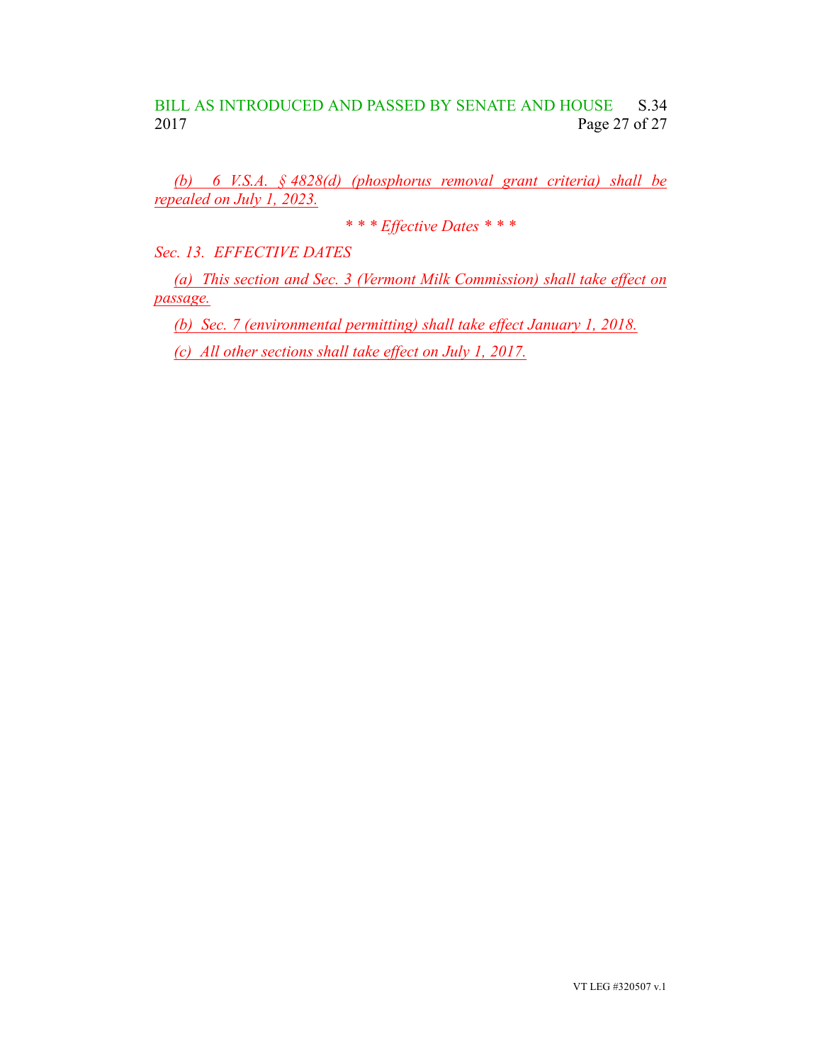*(b) 6 V.S.A. § 4828(d) (phosphorus removal grant criteria) shall be repealed on July 1, 2023.*

*\* \* \* Effective Dates \* \* \**

*Sec. 13. EFFECTIVE DATES*

*(a) This section and Sec. 3 (Vermont Milk Commission) shall take effect on passage.*

*(b) Sec. 7 (environmental permitting) shall take effect January 1, 2018.*

*(c) All other sections shall take effect on July 1, 2017.*